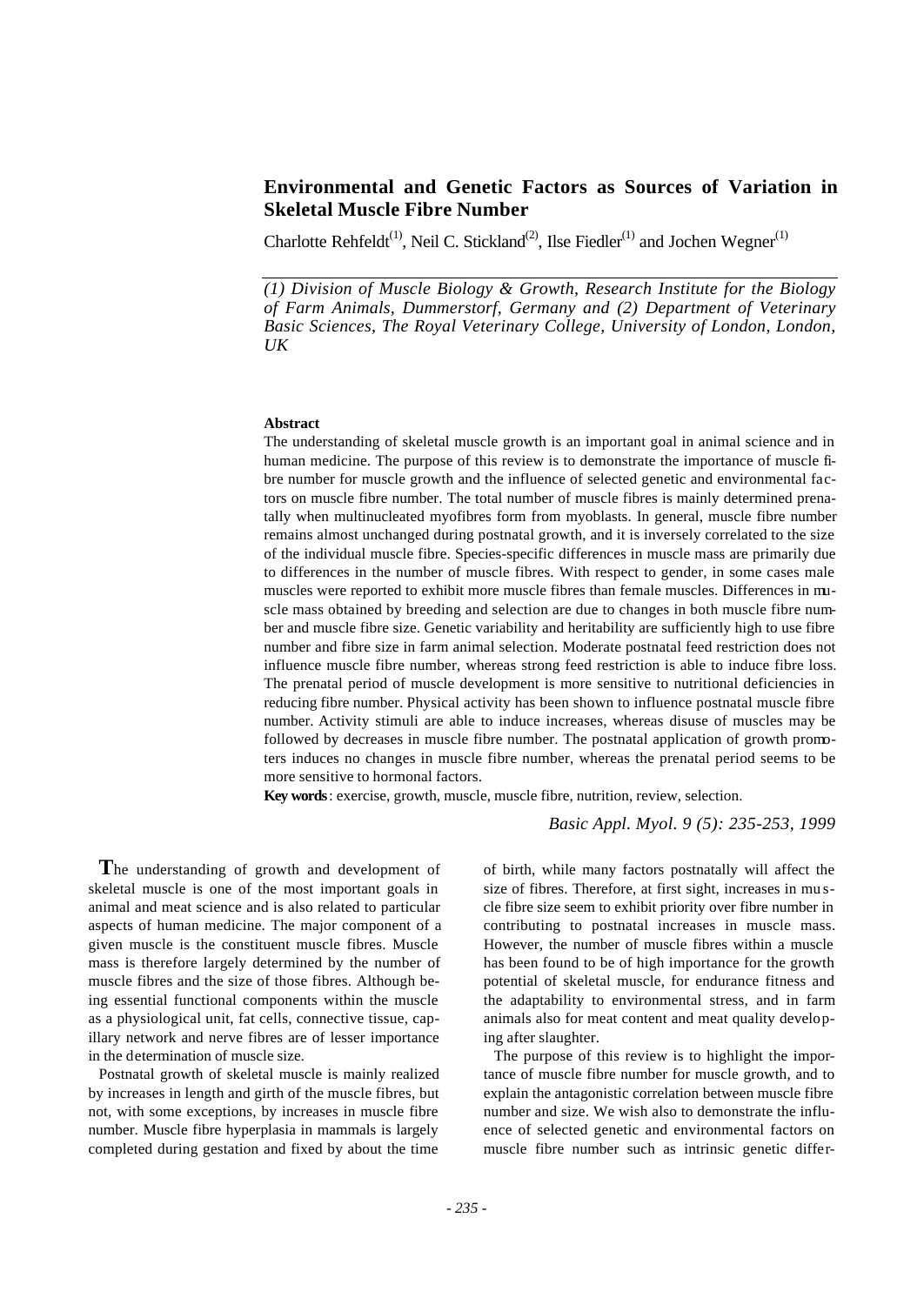# Environmental and Genetic Factors as Sources of Variation in Skeletal Muscle Fibre Number

Charlotte Rehfeldt[(1)], Neil C. Stickland[(2)], Ilse Fiedler[(1)] and Jochen Wegner[(1)]

*(1) Division of Muscle Biology & Growth, Research Institute for the Biology of Farm Animals, Dummerstorf, Germany and (2) Department of Veterinary Basic Sciences, The Royal Veterinary College, University of London, London, UK*

**Abstract**

The understanding of skeletal muscle growth is an important goal in animal science and in human medicine. The purpose of this review is to demonstrate the importance of muscle fibre number for muscle growth and the influence of selected genetic and environmental factors on muscle fibre number. The total number of muscle fibres is mainly determined prenatally when multinucleated myofibres form from myoblasts. In general, muscle fibre number remains almost unchanged during postnatal growth, and it is inversely correlated to the size of the individual muscle fibre. Species-specific differences in muscle mass are primarily due to differences in the number of muscle fibres. With respect to gender, in some cases male muscles were reported to exhibit more muscle fibres than female muscles. Differences in muscle mass obtained by breeding and selection are due to changes in both muscle fibre number and muscle fibre size. Genetic variability and heritability are sufficiently high to use fibre number and fibre size in farm animal selection. Moderate postnatal feed restriction does not influence muscle fibre number, whereas strong feed restriction is able to induce fibre loss. The prenatal period of muscle development is more sensitive to nutritional deficiencies in reducing fibre number. Physical activity has been shown to influence postnatal muscle fibre number. Activity stimuli are able to induce increases, whereas disuse of muscles may be followed by decreases in muscle fibre number. The postnatal application of growth promoters induces no changes in muscle fibre number, whereas the prenatal period seems to be more sensitive to hormonal factors.

**Key words**: exercise, growth, muscle, muscle fibre, nutrition, review, selection.

*Basic Appl. Myol. 9 (5): 235-253, 1999*

The understanding of growth and development of skeletal muscle is one of the most important goals in animal and meat science and is also related to particular aspects of human medicine. The major component of a given muscle is the constituent muscle fibres. Muscle mass is therefore largely determined by the number of muscle fibres and the size of those fibres. Although being essential functional components within the muscle as a physiological unit, fat cells, connective tissue, capillary network and nerve fibres are of lesser importance in the determination of muscle size.

Postnatal growth of skeletal muscle is mainly realized by increases in length and girth of the muscle fibres, but not, with some exceptions, by increases in muscle fibre number. Muscle fibre hyperplasia in mammals is largely completed during gestation and fixed by about the time of birth, while many factors postnatally will affect the size of fibres. Therefore, at first sight, increases in muscle fibre size seem to exhibit priority over fibre number in contributing to postnatal increases in muscle mass. However, the number of muscle fibres within a muscle has been found to be of high importance for the growth potential of skeletal muscle, for endurance fitness and the adaptability to environmental stress, and in farm animals also for meat content and meat quality developing after slaughter.

The purpose of this review is to highlight the importance of muscle fibre number for muscle growth, and to explain the antagonistic correlation between muscle fibre number and size. We wish also to demonstrate the influence of selected genetic and environmental factors on muscle fibre number such as intrinsic genetic differ-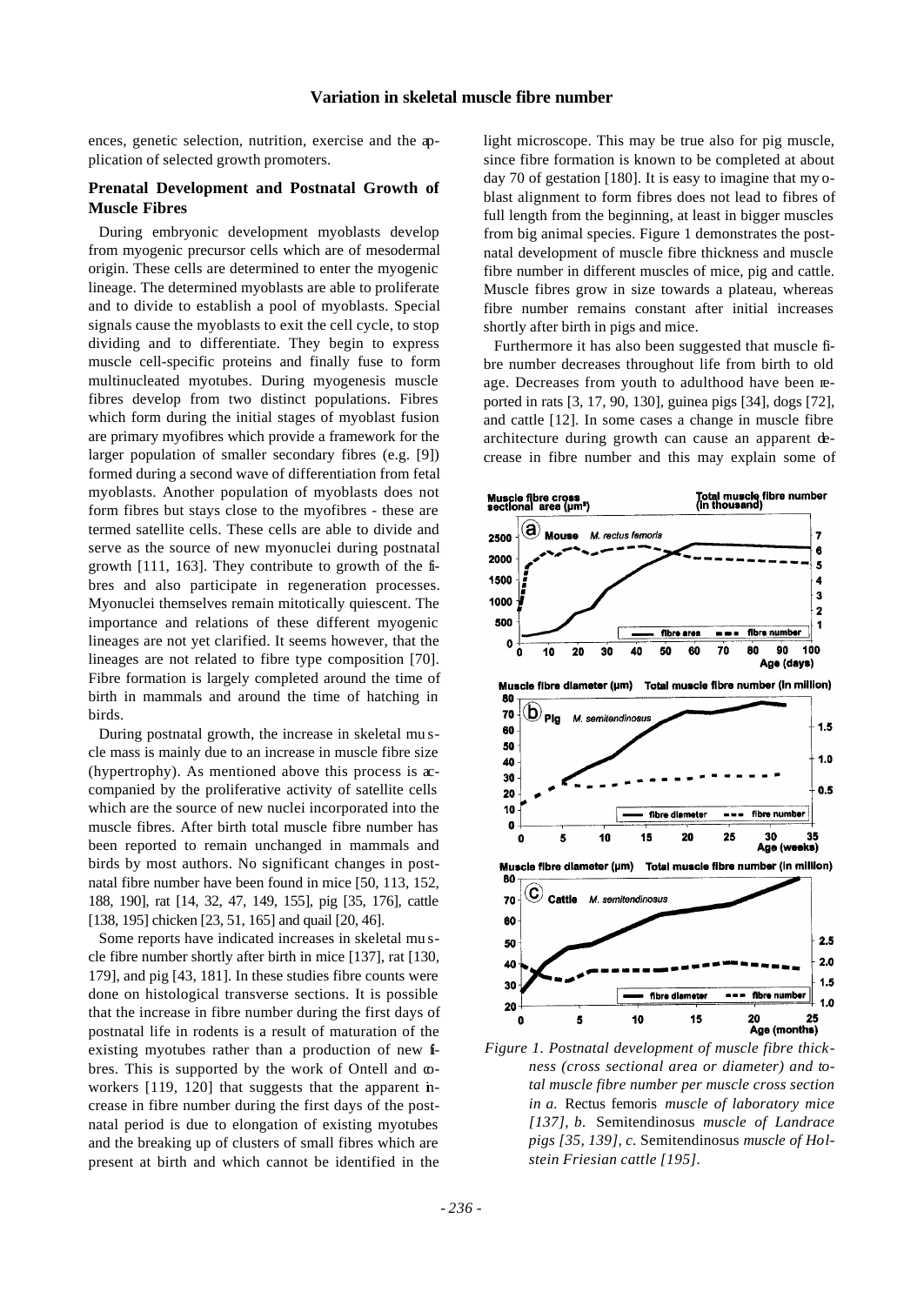ences, genetic selection, nutrition, exercise and the application of selected growth promoters.

## Prenatal Development and Postnatal Growth of Muscle Fibres

During embryonic development myoblasts develop from myogenic precursor cells which are of mesodermal origin. These cells are determined to enter the myogenic lineage. The determined myoblasts are able to proliferate and to divide to establish a pool of myoblasts. Special signals cause the myoblasts to exit the cell cycle, to stop dividing and to differentiate. They begin to express muscle cell-specific proteins and finally fuse to form multinucleated myotubes. During myogenesis muscle fibres develop from two distinct populations. Fibres which form during the initial stages of myoblast fusion are primary myofibres which provide a framework for the larger population of smaller secondary fibres (e.g. [9]) formed during a second wave of differentiation from fetal myoblasts. Another population of myoblasts does not form fibres but stays close to the myofibres - these are termed satellite cells. These cells are able to divide and serve as the source of new myonuclei during postnatal growth [111, 163]. They contribute to growth of the fibres and also participate in regeneration processes. Myonuclei themselves remain mitotically quiescent. The importance and relations of these different myogenic lineages are not yet clarified. It seems however, that the lineages are not related to fibre type composition [70]. Fibre formation is largely completed around the time of birth in mammals and around the time of hatching in birds.

During postnatal growth, the increase in skeletal muscle mass is mainly due to an increase in muscle fibre size (hypertrophy). As mentioned above this process is accompanied by the proliferative activity of satellite cells which are the source of new nuclei incorporated into the muscle fibres. After birth total muscle fibre number has been reported to remain unchanged in mammals and birds by most authors. No significant changes in postnatal fibre number have been found in mice [50, 113, 152, 188, 190], rat [14, 32, 47, 149, 155], pig [35, 176], cattle [138, 195] chicken [23, 51, 165] and quail [20, 46].

Some reports have indicated increases in skeletal muscle fibre number shortly after birth in mice [137], rat [130, 179], and pig [43, 181]. In these studies fibre counts were done on histological transverse sections. It is possible that the increase in fibre number during the first days of postnatal life in rodents is a result of maturation of the existing myotubes rather than a production of new fibres. This is supported by the work of Ontell and coworkers [119, 120] that suggests that the apparent increase in fibre number during the first days of the postnatal period is due to elongation of existing myotubes and the breaking up of clusters of small fibres which are present at birth and which cannot be identified in the light microscope. This may be true also for pig muscle, since fibre formation is known to be completed at about day 70 of gestation [180]. It is easy to imagine that myoblast alignment to form fibres does not lead to fibres of full length from the beginning, at least in bigger muscles from big animal species. Figure 1 demonstrates the postnatal development of muscle fibre thickness and muscle fibre number in different muscles of mice, pig and cattle. Muscle fibres grow in size towards a plateau, whereas fibre number remains constant after initial increases shortly after birth in pigs and mice.

Furthermore it has also been suggested that muscle fibre number decreases throughout life from birth to old age. Decreases from youth to adulthood have been reported in rats [3, 17, 90, 130], guinea pigs [34], dogs [72], and cattle [12]. In some cases a change in muscle fibre architecture during growth can cause an apparent decrease in fibre number and this may explain some of

*Figure 1. Postnatal development of muscle fibre thickness (cross sectional area or diameter) and total muscle fibre number per muscle cross section in a.* Rectus femoris *muscle of laboratory mice [137], b.* Semitendinosus *muscle of Landrace pigs [35, 139], c.* Semitendinosus *muscle of Holstein Friesian cattle [195].*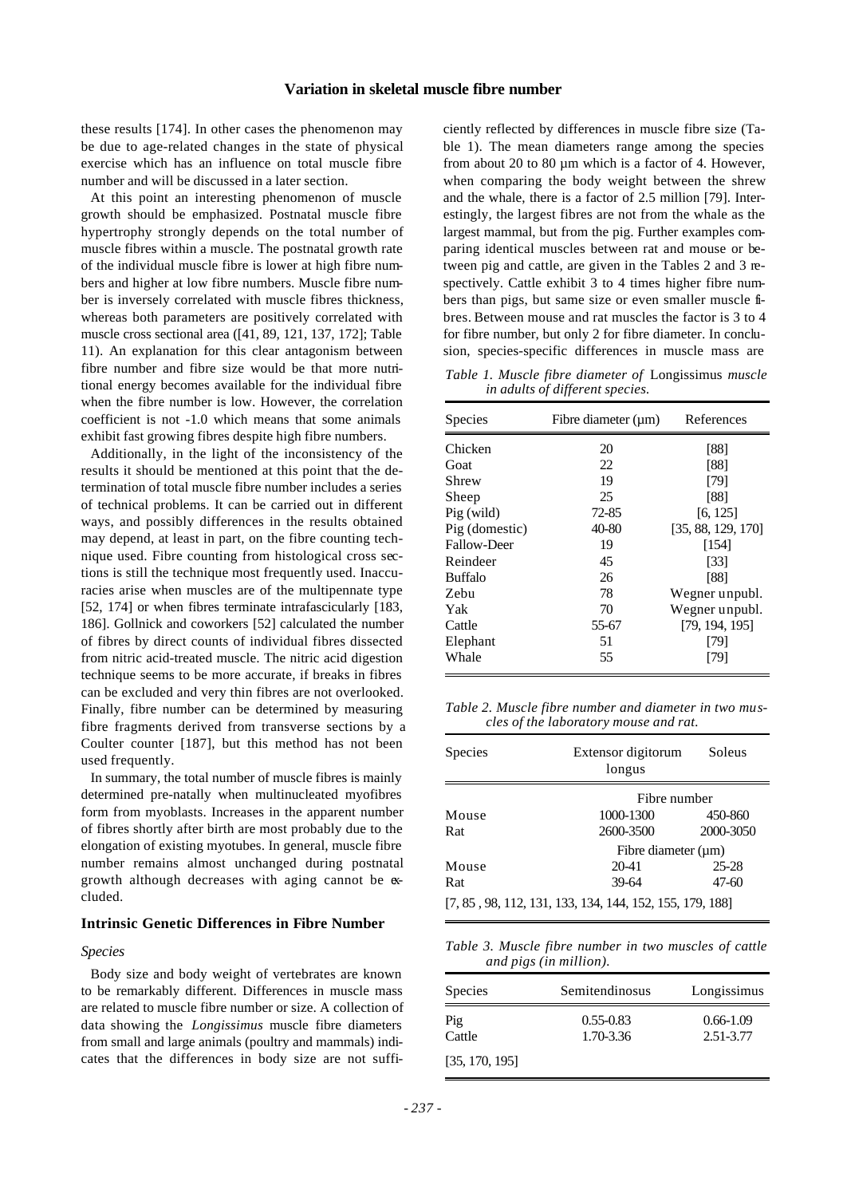these results [174]. In other cases the phenomenon may be due to age-related changes in the state of physical exercise which has an influence on total muscle fibre number and will be discussed in a later section.

At this point an interesting phenomenon of muscle growth should be emphasized. Postnatal muscle fibre hypertrophy strongly depends on the total number of muscle fibres within a muscle. The postnatal growth rate of the individual muscle fibre is lower at high fibre numbers and higher at low fibre numbers. Muscle fibre number is inversely correlated with muscle fibres thickness, whereas both parameters are positively correlated with muscle cross sectional area ([41, 89, 121, 137, 172]; Table 11). An explanation for this clear antagonism between fibre number and fibre size would be that more nutritional energy becomes available for the individual fibre when the fibre number is low. However, the correlation coefficient is not -1.0 which means that some animals exhibit fast growing fibres despite high fibre numbers.

Additionally, in the light of the inconsistency of the results it should be mentioned at this point that the determination of total muscle fibre number includes a series of technical problems. It can be carried out in different ways, and possibly differences in the results obtained may depend, at least in part, on the fibre counting technique used. Fibre counting from histological cross sections is still the technique most frequently used. Inaccuracies arise when muscles are of the multipennate type [52, 174] or when fibres terminate intrafascicularly [183, 186]. Gollnick and coworkers [52] calculated the number of fibres by direct counts of individual fibres dissected from nitric acid-treated muscle. The nitric acid digestion technique seems to be more accurate, if breaks in fibres can be excluded and very thin fibres are not overlooked. Finally, fibre number can be determined by measuring fibre fragments derived from transverse sections by a Coulter counter [187], but this method has not been used frequently.

In summary, the total number of muscle fibres is mainly determined pre-natally when multinucleated myofibres form from myoblasts. Increases in the apparent number of fibres shortly after birth are most probably due to the elongation of existing myotubes. In general, muscle fibre number remains almost unchanged during postnatal growth although decreases with aging cannot be excluded.

## Intrinsic Genetic Differences in Fibre Number

### *Species*

Body size and body weight of vertebrates are known to be remarkably different. Differences in muscle mass are related to muscle fibre number or size. A collection of data showing the *Longissimus* muscle fibre diameters from small and large animals (poultry and mammals) indicates that the differences in body size are not sufficiently reflected by differences in muscle fibre size (Table 1). The mean diameters range among the species from about 20 to 80 µm which is a factor of 4. However, when comparing the body weight between the shrew and the whale, there is a factor of 2.5 million [79]. Interestingly, the largest fibres are not from the whale as the largest mammal, but from the pig. Further examples comparing identical muscles between rat and mouse or between pig and cattle, are given in the Tables 2 and 3 respectively. Cattle exhibit 3 to 4 times higher fibre numbers than pigs, but same size or even smaller muscle fibres. Between mouse and rat muscles the factor is 3 to 4 for fibre number, but only 2 for fibre diameter. In conclusion, species-specific differences in muscle mass are

*Table 1. Muscle fibre diameter of* Longissimus *muscle in adults of different species.*

| Species | Fibre diameter (µm) | References |
|---|---|---|
| Chicken | 20 | [88] |
| Goat | 22 | [88] |
| Shrew | 19 | [79] |
| Sheep | 25 | [88] |
| Pig (wild) | 72-85 | [6, 125] |
| Pig (domestic) | 40-80 | [35, 88, 129, 170] |
| Fallow-Deer | 19 | [154] |
| Reindeer | 45 | [33] |
| Buffalo | 26 | [88] |
| Zebu | 78 | Wegner unpubl. |
| Yak | 70 | Wegner unpubl. |
| Cattle | 55-67 | [79, 194, 195] |
| Elephant | 51 | [79] |
| Whale | 55 | [79] |

*Table 2. Muscle fibre number and diameter in two muscles of the laboratory mouse and rat.*

| Species | Extensor digitorum longus | Soleus |
|---|---|---|
| | Fibre number | |
| Mouse | 1000-1300 | 450-860 |
| Rat | 2600-3500 | 2000-3050 |
| | Fibre diameter (µm) | |
| Mouse | 20-41 | 25-28 |
| Rat | 39-64 | 47-60 |
| [7, 85 , 98, 112, 131, 133, 134, 144, 152, 155, 179, 188] | | |

*Table 3. Muscle fibre number in two muscles of cattle and pigs (in million).*

| Species | Semitendinosus | Longissimus |
|---|---|---|
| Pig | 0.55-0.83 | 0.66-1.09 |
| Cattle | 1.70-3.36 | 2.51-3.77 |
| [35, 170, 195] | | |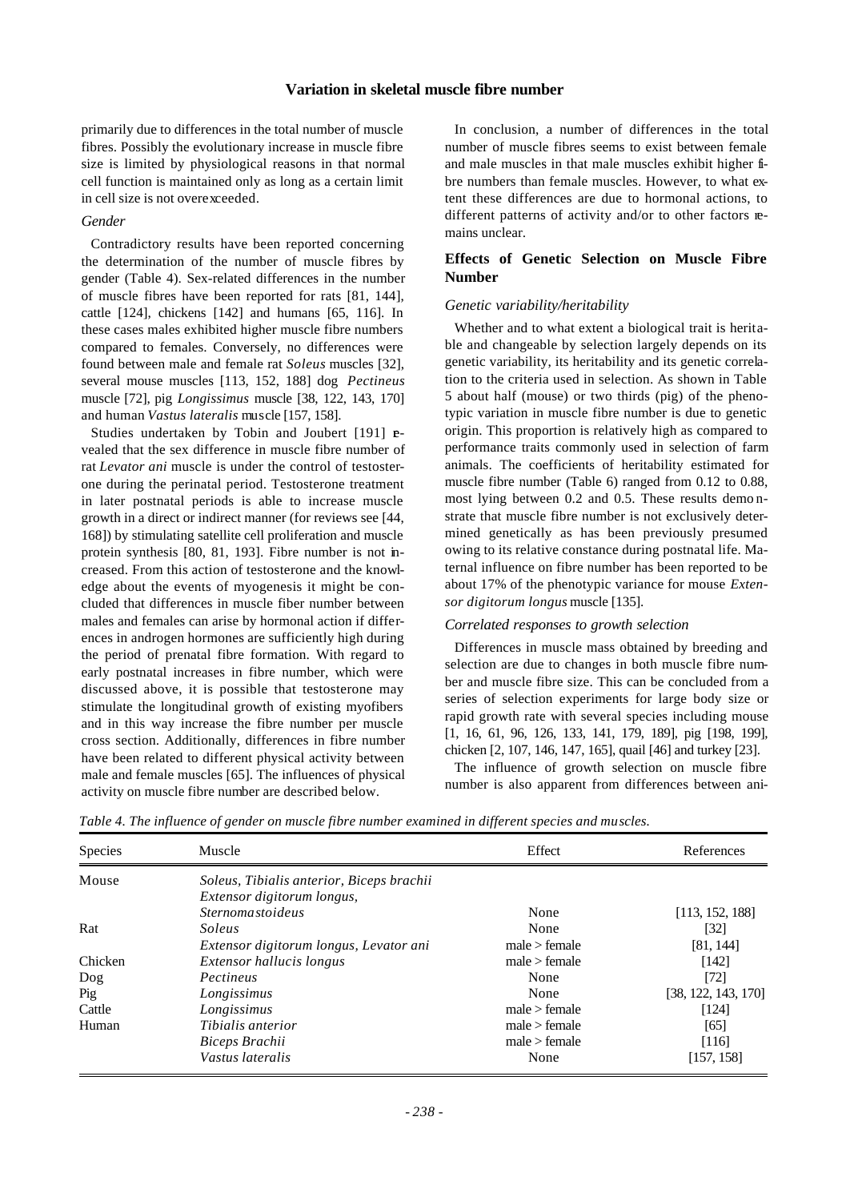primarily due to differences in the total number of muscle fibres. Possibly the evolutionary increase in muscle fibre size is limited by physiological reasons in that normal cell function is maintained only as long as a certain limit in cell size is not overexceeded.

*Gender*

Contradictory results have been reported concerning the determination of the number of muscle fibres by gender (Table 4). Sex-related differences in the number of muscle fibres have been reported for rats [81, 144], cattle [124], chickens [142] and humans [65, 116]. In these cases males exhibited higher muscle fibre numbers compared to females. Conversely, no differences were found between male and female rat *Soleus* muscles [32], several mouse muscles [113, 152, 188] dog *Pectineus* muscle [72], pig *Longissimus* muscle [38, 122, 143, 170] and human *Vastus lateralis* muscle [157, 158].

Studies undertaken by Tobin and Joubert [191] revealed that the sex difference in muscle fibre number of rat *Levator ani* muscle is under the control of testosterone during the perinatal period. Testosterone treatment in later postnatal periods is able to increase muscle growth in a direct or indirect manner (for reviews see [44, 168]) by stimulating satellite cell proliferation and muscle protein synthesis [80, 81, 193]. Fibre number is not increased. From this action of testosterone and the knowledge about the events of myogenesis it might be concluded that differences in muscle fiber number between males and females can arise by hormonal action if differences in androgen hormones are sufficiently high during the period of prenatal fibre formation. With regard to early postnatal increases in fibre number, which were discussed above, it is possible that testosterone may stimulate the longitudinal growth of existing myofibers and in this way increase the fibre number per muscle cross section. Additionally, differences in fibre number have been related to different physical activity between male and female muscles [65]. The influences of physical activity on muscle fibre number are described below.

In conclusion, a number of differences in the total number of muscle fibres seems to exist between female and male muscles in that male muscles exhibit higher fibre numbers than female muscles. However, to what extent these differences are due to hormonal actions, to different patterns of activity and/or to other factors remains unclear.

## Effects of Genetic Selection on Muscle Fibre Number

*Genetic variability/heritability*

Whether and to what extent a biological trait is heritable and changeable by selection largely depends on its genetic variability, its heritability and its genetic correlation to the criteria used in selection. As shown in Table 5 about half (mouse) or two thirds (pig) of the phenotypic variation in muscle fibre number is due to genetic origin. This proportion is relatively high as compared to performance traits commonly used in selection of farm animals. The coefficients of heritability estimated for muscle fibre number (Table 6) ranged from 0.12 to 0.88, most lying between 0.2 and 0.5. These results demonstrate that muscle fibre number is not exclusively determined genetically as has been previously presumed owing to its relative constance during postnatal life. Maternal influence on fibre number has been reported to be about 17% of the phenotypic variance for mouse *Extensor digitorum longus* muscle [135].

*Correlated responses to growth selection*

Differences in muscle mass obtained by breeding and selection are due to changes in both muscle fibre number and muscle fibre size. This can be concluded from a series of selection experiments for large body size or rapid growth rate with several species including mouse [1, 16, 61, 96, 126, 133, 141, 179, 189], pig [198, 199], chicken [2, 107, 146, 147, 165], quail [46] and turkey [23].

The influence of growth selection on muscle fibre number is also apparent from differences between ani-

*Table 4. The influence of gender on muscle fibre number examined in different species and muscles.*

| Species | Muscle | Effect | References |
|---|---|---|---|
| Mouse | *Soleus, Tibialis anterior, Biceps brachii Extensor digitorum longus, Sternomastoideus* | None | [113, 152, 188] |
| Rat | *Soleus* | None | [32] |
| | *Extensor digitorum longus, Levator ani* | male > female | [81, 144] |
| Chicken | *Extensor hallucis longus* | male > female | [142] |
| Dog | *Pectineus* | None | [72] |
| Pig | *Longissimus* | None | [38, 122, 143, 170] |
| Cattle | *Longissimus* | male > female | [124] |
| Human | *Tibialis anterior* | male > female | [65] |
| | *Biceps Brachii* | male > female | [116] |
| | *Vastus lateralis* | None | [157, 158] |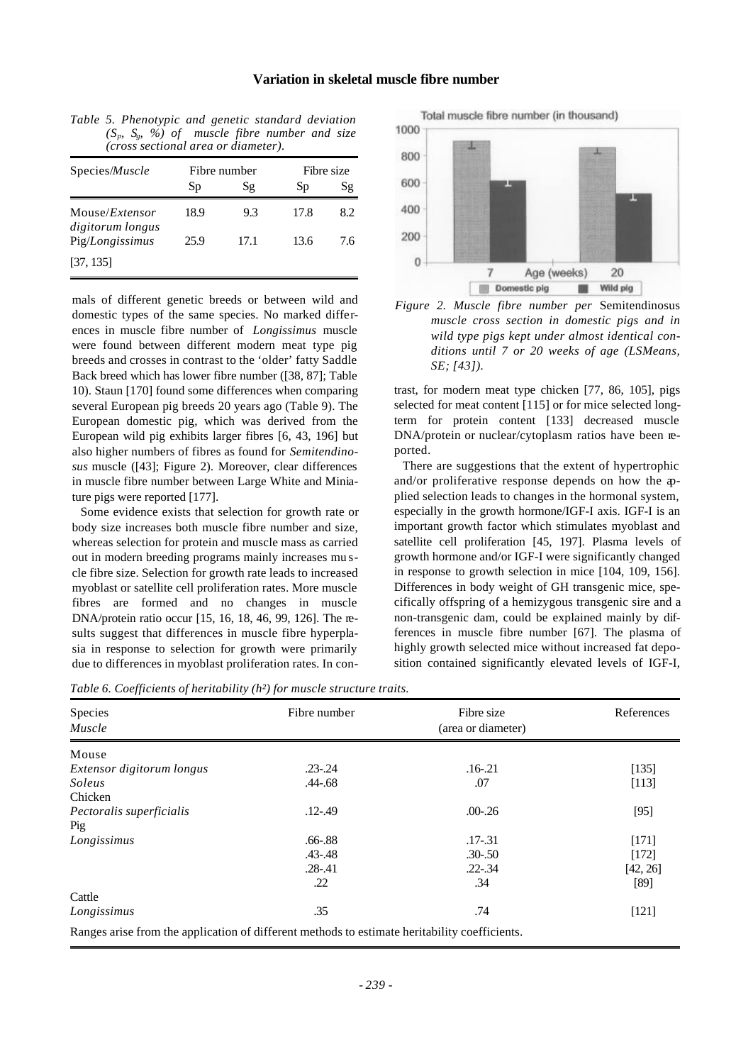*Table 5. Phenotypic and genetic standard deviation ($S_p$, $S_g$, %) of muscle fibre number and size (cross sectional area or diameter).*

| Species/*Muscle* | Fibre number | | Fibre size | |
|---|---|---|---|---|
| | Sp | Sg | Sp | Sg |
| Mouse/*Extensor digitorum longus* | 18.9 | 9.3 | 17.8 | 8.2 |
| Pig/*Longissimus* | 25.9 | 17.1 | 13.6 | 7.6 |
| [37, 135] | | | | |

mals of different genetic breeds or between wild and domestic types of the same species. No marked differences in muscle fibre number of *Longissimus* muscle were found between different modern meat type pig breeds and crosses in contrast to the 'older' fatty Saddle Back breed which has lower fibre number ([38, 87]; Table 10). Staun [170] found some differences when comparing several European pig breeds 20 years ago (Table 9). The European domestic pig, which was derived from the European wild pig exhibits larger fibres [6, 43, 196] but also higher numbers of fibres as found for *Semitendinosus* muscle ([43]; Figure 2). Moreover, clear differences in muscle fibre number between Large White and Miniature pigs were reported [177].

Some evidence exists that selection for growth rate or body size increases both muscle fibre number and size, whereas selection for protein and muscle mass as carried out in modern breeding programs mainly increases muscle fibre size. Selection for growth rate leads to increased myoblast or satellite cell proliferation rates. More muscle fibres are formed and no changes in muscle DNA/protein ratio occur [15, 16, 18, 46, 99, 126]. The results suggest that differences in muscle fibre hyperplasia in response to selection for growth were primarily due to differences in myoblast proliferation rates. In contrast, for modern meat type chicken [77, 86, 105], pigs selected for meat content [115] or for mice selected long-term for protein content [133] decreased muscle DNA/protein or nuclear/cytoplasm ratios have been reported.

*Figure 2. Muscle fibre number per* Semitendinosus *muscle cross section in domestic pigs and in wild type pigs kept under almost identical conditions until 7 or 20 weeks of age (LSMeans, SE; [43]).*

There are suggestions that the extent of hypertrophic and/or proliferative response depends on how the applied selection leads to changes in the hormonal system, especially in the growth hormone/IGF-I axis. IGF-I is an important growth factor which stimulates myoblast and satellite cell proliferation [45, 197]. Plasma levels of growth hormone and/or IGF-I were significantly changed in response to growth selection in mice [104, 109, 156]. Differences in body weight of GH transgenic mice, specifically offspring of a hemizygous transgenic sire and a non-transgenic dam, could be explained mainly by differences in muscle fibre number [67]. The plasma of highly growth selected mice without increased fat deposition contained significantly elevated levels of IGF-I,

*Table 6. Coefficients of heritability ($h^2$) for muscle structure traits.*

| Species *Muscle* | Fibre number | Fibre size (area or diameter) | References |
|---|---|---|---|
| Mouse | | | |
| *Extensor digitorum longus* | .23-.24 | .16-.21 | [135] |
| *Soleus* | .44-.68 | .07 | [113] |
| Chicken | | | |
| *Pectoralis superficialis* | .12-.49 | .00-.26 | [95] |
| Pig | | | |
| *Longissimus* | .66-.88 | .17-.31 | [171] |
| | .43-.48 | .30-.50 | [172] |
| | .28-.41 | .22-.34 | [42, 26] |
| | .22 | .34 | [89] |
| Cattle | | | |
| *Longissimus* | .35 | .74 | [121] |

Ranges arise from the application of different methods to estimate heritability coefficients.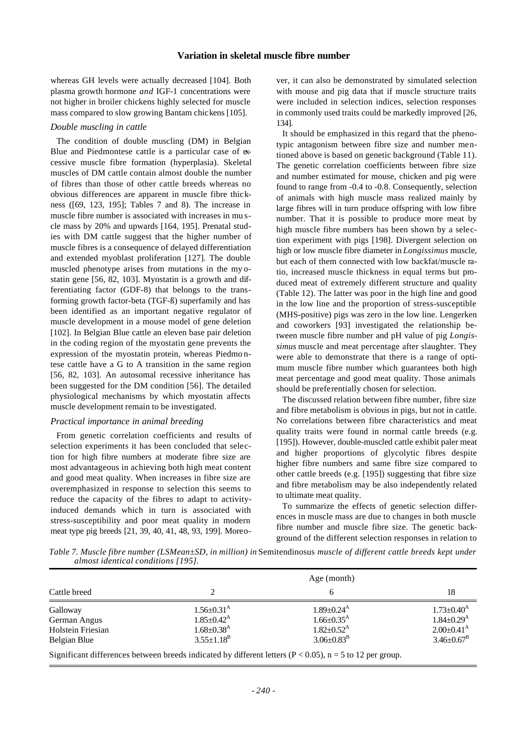whereas GH levels were actually decreased [104]. Both plasma growth hormone *and* IGF-1 concentrations were not higher in broiler chickens highly selected for muscle mass compared to slow growing Bantam chickens [105].

### *Double muscling in cattle*

The condition of double muscling (DM) in Belgian Blue and Piedmontese cattle is a particular case of excessive muscle fibre formation (hyperplasia). Skeletal muscles of DM cattle contain almost double the number of fibres than those of other cattle breeds whereas no obvious differences are apparent in muscle fibre thickness ([69, 123, 195]; Tables 7 and 8). The increase in muscle fibre number is associated with increases in muscle mass by 20% and upwards [164, 195]. Prenatal studies with DM cattle suggest that the higher number of muscle fibres is a consequence of delayed differentiation and extended myoblast proliferation [127]. The double muscled phenotype arises from mutations in the myostatin gene [56, 82, 103]. Myostatin is a growth and differentiating factor (GDF-8) that belongs to the transforming growth factor-beta (TGF-ß) superfamily and has been identified as an important negative regulator of muscle development in a mouse model of gene deletion [102]. In Belgian Blue cattle an eleven base pair deletion in the coding region of the myostatin gene prevents the expression of the myostatin protein, whereas Piedmontese cattle have a G to A transition in the same region [56, 82, 103]. An autosomal recessive inheritance has been suggested for the DM condition [56]. The detailed physiological mechanisms by which myostatin affects muscle development remain to be investigated.

### *Practical importance in animal breeding*

From genetic correlation coefficients and results of selection experiments it has been concluded that selection for high fibre numbers at moderate fibre size are most advantageous in achieving both high meat content and good meat quality. When increases in fibre size are overemphasized in response to selection this seems to reduce the capacity of the fibres to adapt to activity-induced demands which in turn is associated with stress-susceptibility and poor meat quality in modern meat type pig breeds [21, 39, 40, 41, 48, 93, 199]. Moreover, it can also be demonstrated by simulated selection with mouse and pig data that if muscle structure traits were included in selection indices, selection responses in commonly used traits could be markedly improved [26, 134].

It should be emphasized in this regard that the phenotypic antagonism between fibre size and number mentioned above is based on genetic background (Table 11). The genetic correlation coefficients between fibre size and number estimated for mouse, chicken and pig were found to range from -0.4 to -0.8. Consequently, selection of animals with high muscle mass realized mainly by large fibres will in turn produce offspring with low fibre number. That it is possible to produce more meat by high muscle fibre numbers has been shown by a selection experiment with pigs [198]. Divergent selection on high or low muscle fibre diameter in *Longissimus* muscle, but each of them connected with low backfat/muscle ratio, increased muscle thickness in equal terms but produced meat of extremely different structure and quality (Table 12). The latter was poor in the high line and good in the low line and the proportion of stress-susceptible (MHS-positive) pigs was zero in the low line. Lengerken and coworkers [93] investigated the relationship between muscle fibre number and pH value of pig *Longissimus* muscle and meat percentage after slaughter. They were able to demonstrate that there is a range of optimum muscle fibre number which guarantees both high meat percentage and good meat quality. Those animals should be preferentially chosen for selection.

The discussed relation between fibre number, fibre size and fibre metabolism is obvious in pigs, but not in cattle. No correlations between fibre characteristics and meat quality traits were found in normal cattle breeds (e.g. [195]). However, double-muscled cattle exhibit paler meat and higher proportions of glycolytic fibres despite higher fibre numbers and same fibre size compared to other cattle breeds (e.g. [195]) suggesting that fibre size and fibre metabolism may be also independently related to ultimate meat quality.

To summarize the effects of genetic selection differences in muscle mass are due to changes in both muscle fibre number and muscle fibre size. The genetic background of the different selection responses in relation to

*Table 7. Muscle fibre number (LSMean±SD, in million) in* Semitendinosus *muscle of different cattle breeds kept under almost identical conditions [195].*

| Cattle breed | Age (month) 2 | 6 | 18 |
|---|---|---|---|
| Galloway | $1.56{\pm}0.31^{A}$ | $1.89{\pm}0.24^{A}$ | $1.73{\pm}0.40^{A}$ |
| German Angus | $1.85{\pm}0.42^{A}$ | $1.66{\pm}0.35^{A}$ | $1.84{\pm}0.29^{A}$ |
| Holstein Friesian | $1.68{\pm}0.38^{A}$ | $1.82{\pm}0.52^{A}$ | $2.00{\pm}0.41^{A}$ |
| Belgian Blue | $3.55{\pm}1.18^{B}$ | $3.06{\pm}0.83^{B}$ | $3.46{\pm}0.67^{B}$ |

Significant differences between breeds indicated by different letters ($P < 0.05$), n = 5 to 12 per group.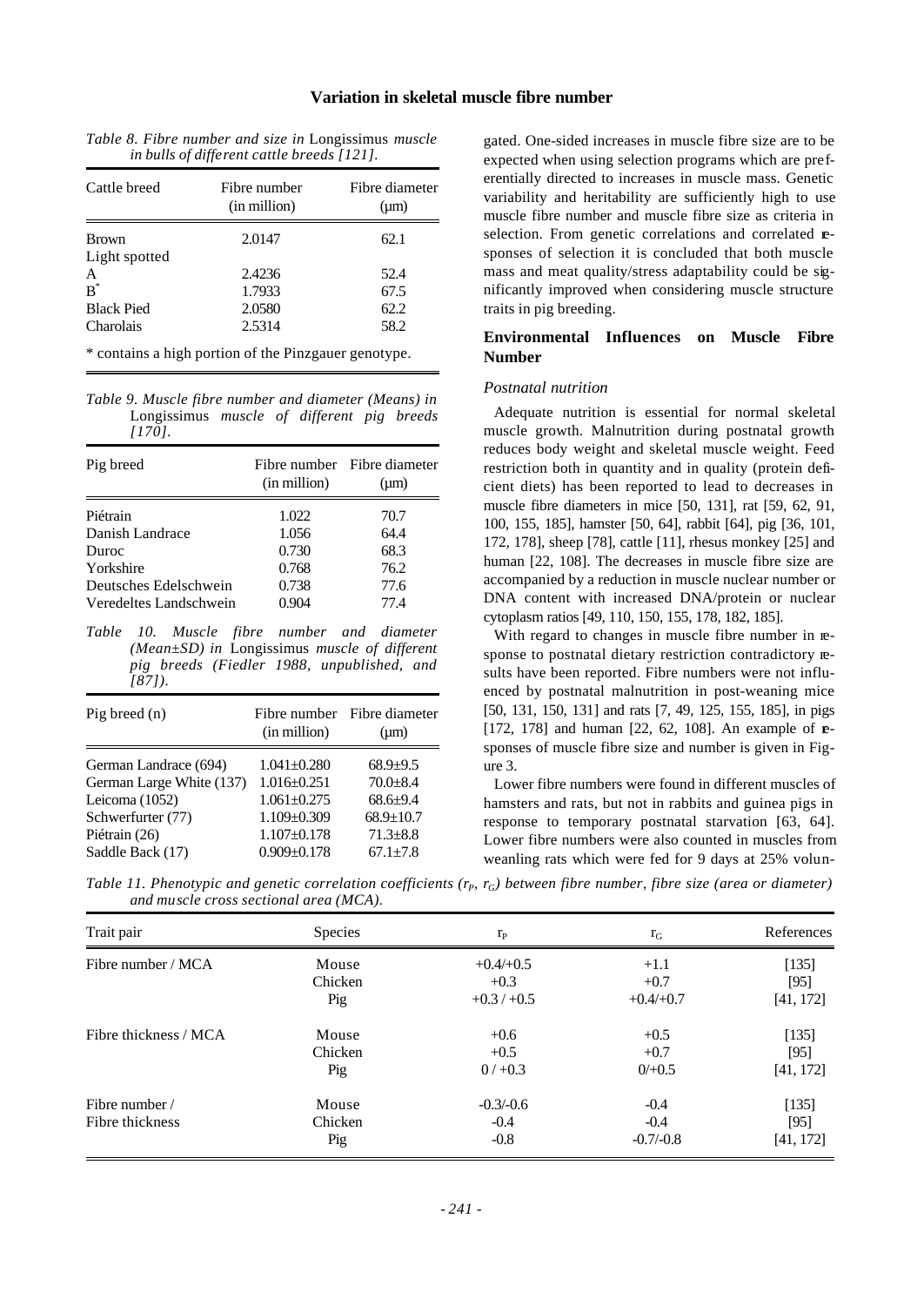*Table 8. Fibre number and size in* Longissimus *muscle in bulls of different cattle breeds [121].*

| Cattle breed | Fibre number (in million) | Fibre diameter (µm) |
|---|---|---|
| Brown | 2.0147 | 62.1 |
| Light spotted | | |
| A | 2.4236 | 52.4 |
| B* | 1.7933 | 67.5 |
| Black Pied | 2.0580 | 62.2 |
| Charolais | 2.5314 | 58.2 |

\* contains a high portion of the Pinzgauer genotype.

*Table 9. Muscle fibre number and diameter (Means) in* Longissimus *muscle of different pig breeds [170].*

| Pig breed | Fibre number (in million) | Fibre diameter (µm) |
|---|---|---|
| Piétrain | 1.022 | 70.7 |
| Danish Landrace | 1.056 | 64.4 |
| Duroc | 0.730 | 68.3 |
| Yorkshire | 0.768 | 76.2 |
| Deutsches Edelschwein | 0.738 | 77.6 |
| Veredeltes Landschwein | 0.904 | 77.4 |

*Table 10. Muscle fibre number and diameter (Mean±SD) in* Longissimus *muscle of different pig breeds (Fiedler 1988, unpublished, and [87]).*

| Pig breed (n) | Fibre number (in million) | Fibre diameter (µm) |
|---|---|---|
| German Landrace (694) | 1.041±0.280 | 68.9±9.5 |
| German Large White (137) | 1.016±0.251 | 70.0±8.4 |
| Leicoma (1052) | 1.061±0.275 | 68.6±9.4 |
| Schwerfurter (77) | 1.109±0.309 | 68.9±10.7 |
| Piétrain (26) | 1.107±0.178 | 71.3±8.8 |
| Saddle Back (17) | 0.909±0.178 | 67.1±7.8 |

gated. One-sided increases in muscle fibre size are to be expected when using selection programs which are preferentially directed to increases in muscle mass. Genetic variability and heritability are sufficiently high to use muscle fibre number and muscle fibre size as criteria in selection. From genetic correlations and correlated responses of selection it is concluded that both muscle mass and meat quality/stress adaptability could be significantly improved when considering muscle structure traits in pig breeding.

## Environmental Influences on Muscle Fibre Number

### *Postnatal nutrition*

Adequate nutrition is essential for normal skeletal muscle growth. Malnutrition during postnatal growth reduces body weight and skeletal muscle weight. Feed restriction both in quantity and in quality (protein deficient diets) has been reported to lead to decreases in muscle fibre diameters in mice [50, 131], rat [59, 62, 91, 100, 155, 185], hamster [50, 64], rabbit [64], pig [36, 101, 172, 178], sheep [78], cattle [11], rhesus monkey [25] and human [22, 108]. The decreases in muscle fibre size are accompanied by a reduction in muscle nuclear number or DNA content with increased DNA/protein or nuclear cytoplasm ratios [49, 110, 150, 155, 178, 182, 185].

With regard to changes in muscle fibre number in response to postnatal dietary restriction contradictory results have been reported. Fibre numbers were not influenced by postnatal malnutrition in post-weaning mice [50, 131, 150, 131] and rats [7, 49, 125, 155, 185], in pigs [172, 178] and human [22, 62, 108]. An example of responses of muscle fibre size and number is given in Figure 3.

Lower fibre numbers were found in different muscles of hamsters and rats, but not in rabbits and guinea pigs in response to temporary postnatal starvation [63, 64]. Lower fibre numbers were also counted in muscles from weanling rats which were fed for 9 days at 25% volun-

*Table 11. Phenotypic and genetic correlation coefficients ($r_P$, $r_G$) between fibre number, fibre size (area or diameter) and muscle cross sectional area (MCA).*

| Trait pair | Species | $r_P$ | $r_G$ | References |
|---|---|---|---|---|
| Fibre number / MCA | Mouse | +0.4/+0.5 | +1.1 | [135] |
| | Chicken | +0.3 | +0.7 | [95] |
| | Pig | +0.3 / +0.5 | +0.4/+0.7 | [41, 172] |
| Fibre thickness / MCA | Mouse | +0.6 | +0.5 | [135] |
| | Chicken | +0.5 | +0.7 | [95] |
| | Pig | 0 / +0.3 | 0/+0.5 | [41, 172] |
| Fibre number / Fibre thickness | Mouse | -0.3/-0.6 | -0.4 | [135] |
| | Chicken | -0.4 | -0.4 | [95] |
| | Pig | -0.8 | -0.7/-0.8 | [41, 172] |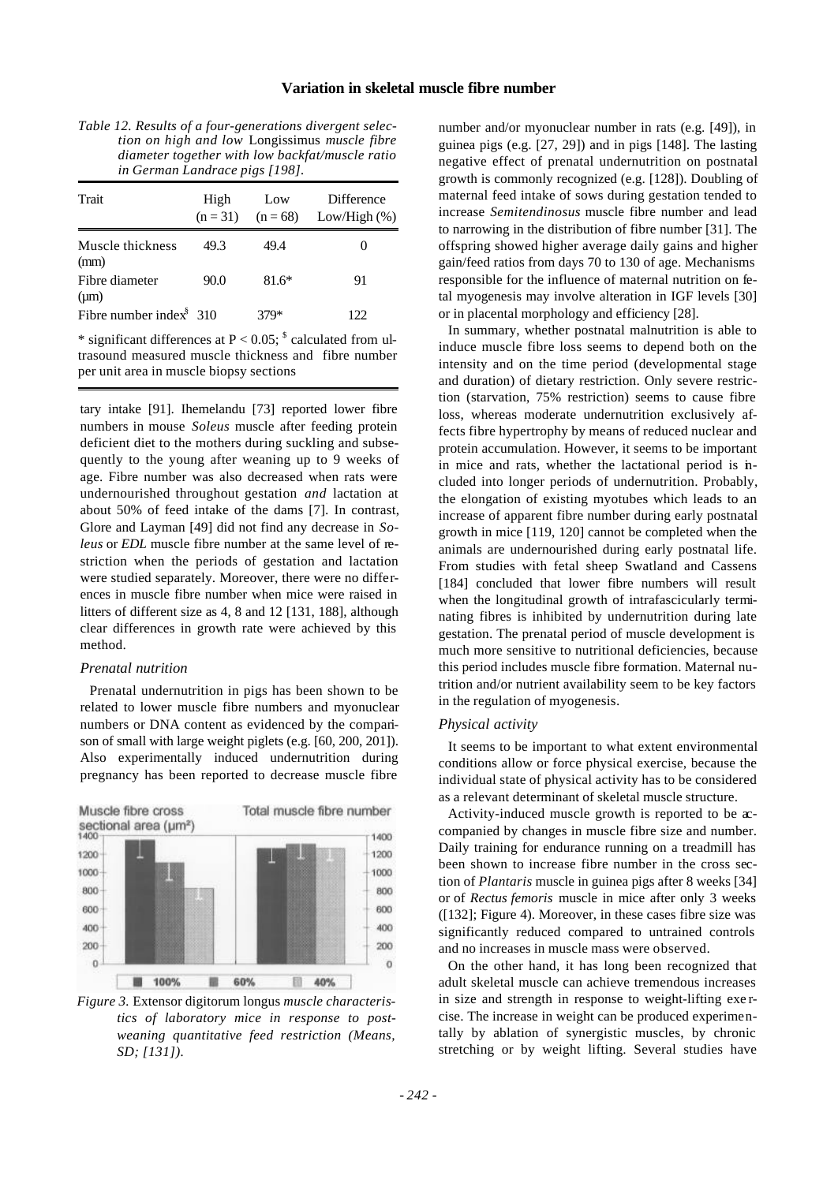*Table 12. Results of a four-generations divergent selection on high and low* Longissimus *muscle fibre diameter together with low backfat/muscle ratio in German Landrace pigs [198].*

| Trait | High (n = 31) | Low (n = 68) | Difference Low/High (%) |
|---|---|---|---|
| Muscle thickness (mm) | 49.3 | 49.4 | 0 |
| Fibre diameter (µm) | 90.0 | 81.6* | 91 |
| Fibre number index[$] | 310 | 379* | 122 |

\* significant differences at $P < 0.05$; [$] calculated from ultrasound measured muscle thickness and fibre number per unit area in muscle biopsy sections

tary intake [91]. Ihemelandu [73] reported lower fibre numbers in mouse *Soleus* muscle after feeding protein deficient diet to the mothers during suckling and subsequently to the young after weaning up to 9 weeks of age. Fibre number was also decreased when rats were undernourished throughout gestation *and* lactation at about 50% of feed intake of the dams [7]. In contrast, Glore and Layman [49] did not find any decrease in *Soleus* or *EDL* muscle fibre number at the same level of restriction when the periods of gestation and lactation were studied separately. Moreover, there were no differences in muscle fibre number when mice were raised in litters of different size as 4, 8 and 12 [131, 188], although clear differences in growth rate were achieved by this method.

### *Prenatal nutrition*

Prenatal undernutrition in pigs has been shown to be related to lower muscle fibre numbers and myonuclear numbers or DNA content as evidenced by the comparison of small with large weight piglets (e.g. [60, 200, 201]). Also experimentally induced undernutrition during pregnancy has been reported to decrease muscle fibre

*Figure 3.* Extensor digitorum longus *muscle characteristics of laboratory mice in response to post-weaning quantitative feed restriction (Means, SD; [131]).*

number and/or myonuclear number in rats (e.g. [49]), in guinea pigs (e.g. [27, 29]) and in pigs [148]. The lasting negative effect of prenatal undernutrition on postnatal growth is commonly recognized (e.g. [128]). Doubling of maternal feed intake of sows during gestation tended to increase *Semitendinosus* muscle fibre number and lead to narrowing in the distribution of fibre number [31]. The offspring showed higher average daily gains and higher gain/feed ratios from days 70 to 130 of age. Mechanisms responsible for the influence of maternal nutrition on fetal myogenesis may involve alteration in IGF levels [30] or in placental morphology and efficiency [28].

In summary, whether postnatal malnutrition is able to induce muscle fibre loss seems to depend both on the intensity and on the time period (developmental stage and duration) of dietary restriction. Only severe restriction (starvation, 75% restriction) seems to cause fibre loss, whereas moderate undernutrition exclusively affects fibre hypertrophy by means of reduced nuclear and protein accumulation. However, it seems to be important in mice and rats, whether the lactational period is included into longer periods of undernutrition. Probably, the elongation of existing myotubes which leads to an increase of apparent fibre number during early postnatal growth in mice [119, 120] cannot be completed when the animals are undernourished during early postnatal life. From studies with fetal sheep Swatland and Cassens [184] concluded that lower fibre numbers will result when the longitudinal growth of intrafascicularly terminating fibres is inhibited by undernutrition during late gestation. The prenatal period of muscle development is much more sensitive to nutritional deficiencies, because this period includes muscle fibre formation. Maternal nutrition and/or nutrient availability seem to be key factors in the regulation of myogenesis.

### *Physical activity*

It seems to be important to what extent environmental conditions allow or force physical exercise, because the individual state of physical activity has to be considered as a relevant determinant of skeletal muscle structure.

Activity-induced muscle growth is reported to be accompanied by changes in muscle fibre size and number. Daily training for endurance running on a treadmill has been shown to increase fibre number in the cross section of *Plantaris* muscle in guinea pigs after 8 weeks [34] or of *Rectus femoris* muscle in mice after only 3 weeks ([132]; Figure 4). Moreover, in these cases fibre size was significantly reduced compared to untrained controls and no increases in muscle mass were observed.

On the other hand, it has long been recognized that adult skeletal muscle can achieve tremendous increases in size and strength in response to weight-lifting exercise. The increase in weight can be produced experimentally by ablation of synergistic muscles, by chronic stretching or by weight lifting. Several studies have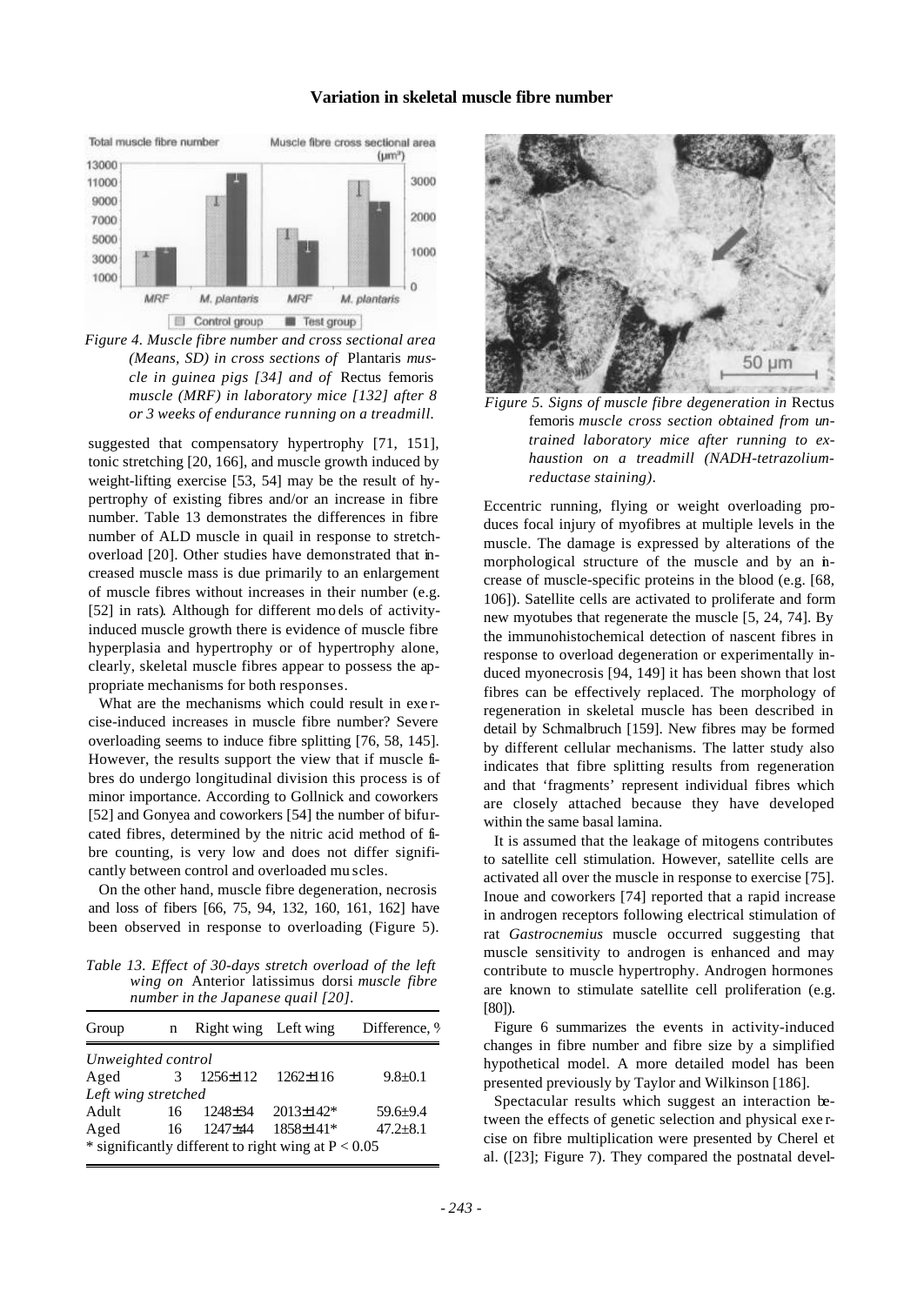*Figure 4. Muscle fibre number and cross sectional area (Means, SD) in cross sections of* Plantaris *muscle in guinea pigs [34] and of* Rectus femoris *muscle (MRF) in laboratory mice [132] after 8 or 3 weeks of endurance running on a treadmill.*

suggested that compensatory hypertrophy [71, 151], tonic stretching [20, 166], and muscle growth induced by weight-lifting exercise [53, 54] may be the result of hypertrophy of existing fibres and/or an increase in fibre number. Table 13 demonstrates the differences in fibre number of ALD muscle in quail in response to stretch-overload [20]. Other studies have demonstrated that increased muscle mass is due primarily to an enlargement of muscle fibres without increases in their number (e.g. [52] in rats). Although for different models of activity-induced muscle growth there is evidence of muscle fibre hyperplasia and hypertrophy or of hypertrophy alone, clearly, skeletal muscle fibres appear to possess the appropriate mechanisms for both responses.

What are the mechanisms which could result in exercise-induced increases in muscle fibre number? Severe overloading seems to induce fibre splitting [76, 58, 145]. However, the results support the view that if muscle fibres do undergo longitudinal division this process is of minor importance. According to Gollnick and coworkers [52] and Gonyea and coworkers [54] the number of bifurcated fibres, determined by the nitric acid method of fibre counting, is very low and does not differ significantly between control and overloaded muscles.

On the other hand, muscle fibre degeneration, necrosis and loss of fibers [66, 75, 94, 132, 160, 161, 162] have been observed in response to overloading (Figure 5).

*Table 13. Effect of 30-days stretch overload of the left wing on* Anterior latissimus dorsi *muscle fibre number in the Japanese quail [20].*

| Group | n | Right wing | Left wing | Difference, % |
|---|---|---|---|---|
| *Unweighted control* | | | | |
| Aged | 3 | 1256±112 | 1262±116 | 9.8±0.1 |
| *Left wing stretched* | | | | |
| Adult | 16 | 1248±34 | 2013±142* | 59.6±9.4 |
| Aged | 16 | 1247±44 | 1858±141* | 47.2±8.1 |

\* significantly different to right wing at $P < 0.05$

*Figure 5. Signs of muscle fibre degeneration in* Rectus femoris *muscle cross section obtained from untrained laboratory mice after running to exhaustion on a treadmill (NADH-tetrazolium-reductase staining).*

Eccentric running, flying or weight overloading produces focal injury of myofibres at multiple levels in the muscle. The damage is expressed by alterations of the morphological structure of the muscle and by an increase of muscle-specific proteins in the blood (e.g. [68, 106]). Satellite cells are activated to proliferate and form new myotubes that regenerate the muscle [5, 24, 74]. By the immunohistochemical detection of nascent fibres in response to overload degeneration or experimentally induced myonecrosis [94, 149] it has been shown that lost fibres can be effectively replaced. The morphology of regeneration in skeletal muscle has been described in detail by Schmalbruch [159]. New fibres may be formed by different cellular mechanisms. The latter study also indicates that fibre splitting results from regeneration and that 'fragments' represent individual fibres which are closely attached because they have developed within the same basal lamina.

It is assumed that the leakage of mitogens contributes to satellite cell stimulation. However, satellite cells are activated all over the muscle in response to exercise [75]. Inoue and coworkers [74] reported that a rapid increase in androgen receptors following electrical stimulation of rat *Gastrocnemius* muscle occurred suggesting that muscle sensitivity to androgen is enhanced and may contribute to muscle hypertrophy. Androgen hormones are known to stimulate satellite cell proliferation (e.g. [80]).

Figure 6 summarizes the events in activity-induced changes in fibre number and fibre size by a simplified hypothetical model. A more detailed model has been presented previously by Taylor and Wilkinson [186].

Spectacular results which suggest an interaction between the effects of genetic selection and physical exercise on fibre multiplication were presented by Cherel et al. ([23]; Figure 7). They compared the postnatal devel-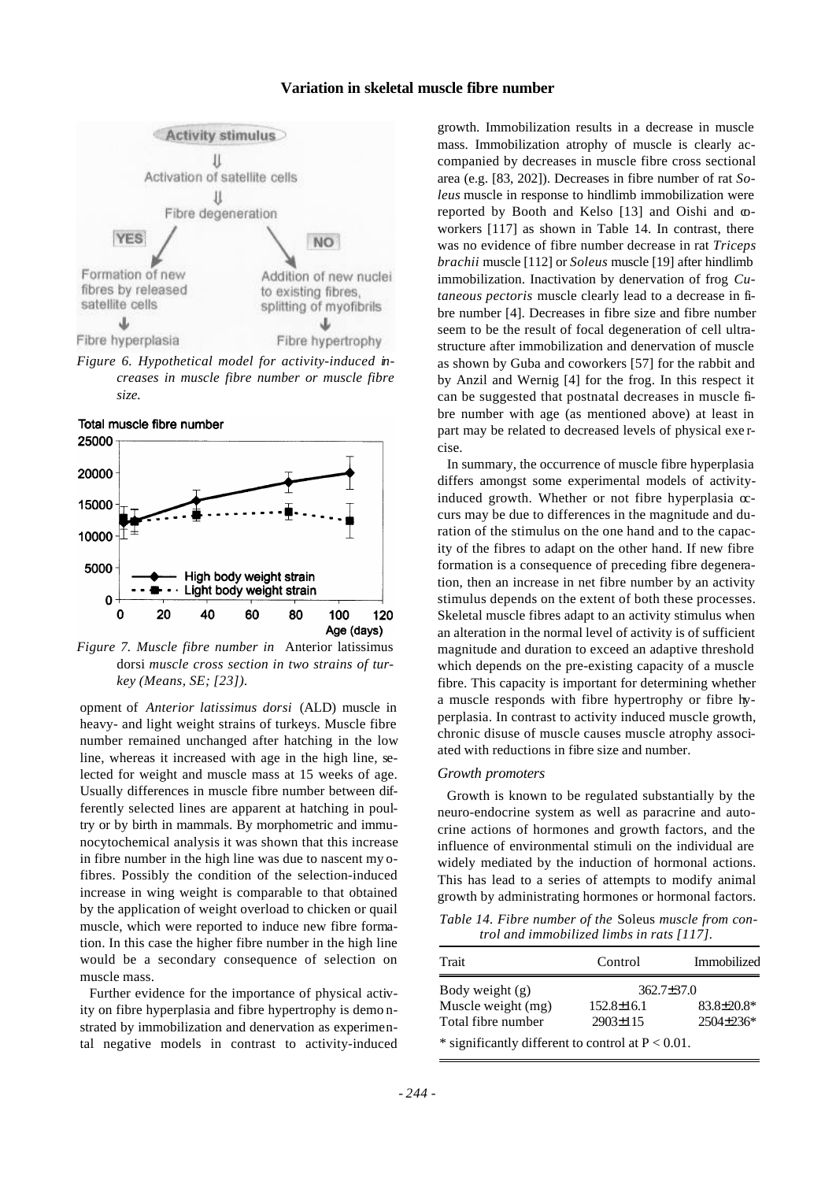*Figure 6. Hypothetical model for activity-induced increases in muscle fibre number or muscle fibre size.*

*Figure 7. Muscle fibre number in* Anterior latissimus dorsi *muscle cross section in two strains of turkey (Means, SE; [23]).*

opment of *Anterior latissimus dorsi* (ALD) muscle in heavy- and light weight strains of turkeys. Muscle fibre number remained unchanged after hatching in the low line, whereas it increased with age in the high line, selected for weight and muscle mass at 15 weeks of age. Usually differences in muscle fibre number between differently selected lines are apparent at hatching in poultry or by birth in mammals. By morphometric and immunocytochemical analysis it was shown that this increase in fibre number in the high line was due to nascent myofibres. Possibly the condition of the selection-induced increase in wing weight is comparable to that obtained by the application of weight overload to chicken or quail muscle, which were reported to induce new fibre formation. In this case the higher fibre number in the high line would be a secondary consequence of selection on muscle mass.

Further evidence for the importance of physical activity on fibre hyperplasia and fibre hypertrophy is demonstrated by immobilization and denervation as experimental negative models in contrast to activity-induced growth. Immobilization results in a decrease in muscle mass. Immobilization atrophy of muscle is clearly accompanied by decreases in muscle fibre cross sectional area (e.g. [83, 202]). Decreases in fibre number of rat *Soleus* muscle in response to hindlimb immobilization were reported by Booth and Kelso [13] and Oishi and coworkers [117] as shown in Table 14. In contrast, there was no evidence of fibre number decrease in rat *Triceps brachii* muscle [112] or *Soleus* muscle [19] after hindlimb immobilization. Inactivation by denervation of frog *Cutaneous pectoris* muscle clearly lead to a decrease in fibre number [4]. Decreases in fibre size and fibre number seem to be the result of focal degeneration of cell ultrastructure after immobilization and denervation of muscle as shown by Guba and coworkers [57] for the rabbit and by Anzil and Wernig [4] for the frog. In this respect it can be suggested that postnatal decreases in muscle fibre number with age (as mentioned above) at least in part may be related to decreased levels of physical exercise.

In summary, the occurrence of muscle fibre hyperplasia differs amongst some experimental models of activity-induced growth. Whether or not fibre hyperplasia occurs may be due to differences in the magnitude and duration of the stimulus on the one hand and to the capacity of the fibres to adapt on the other hand. If new fibre formation is a consequence of preceding fibre degeneration, then an increase in net fibre number by an activity stimulus depends on the extent of both these processes. Skeletal muscle fibres adapt to an activity stimulus when an alteration in the normal level of activity is of sufficient magnitude and duration to exceed an adaptive threshold which depends on the pre-existing capacity of a muscle fibre. This capacity is important for determining whether a muscle responds with fibre hypertrophy or fibre hyperplasia. In contrast to activity induced muscle growth, chronic disuse of muscle causes muscle atrophy associated with reductions in fibre size and number.

### *Growth promoters*

Growth is known to be regulated substantially by the neuro-endocrine system as well as paracrine and autocrine actions of hormones and growth factors, and the influence of environmental stimuli on the individual are widely mediated by the induction of hormonal actions. This has lead to a series of attempts to modify animal growth by administrating hormones or hormonal factors.

*Table 14. Fibre number of the* Soleus *muscle from control and immobilized limbs in rats [117].*

| Trait | Control | Immobilized |
|---|---|---|
| Body weight (g) | 362.7±37.0 | |
| Muscle weight (mg) | 152.8±16.1 | 83.8±20.8* |
| Total fibre number | 2903±115 | 2504±236* |

\* significantly different to control at $P < 0.01$.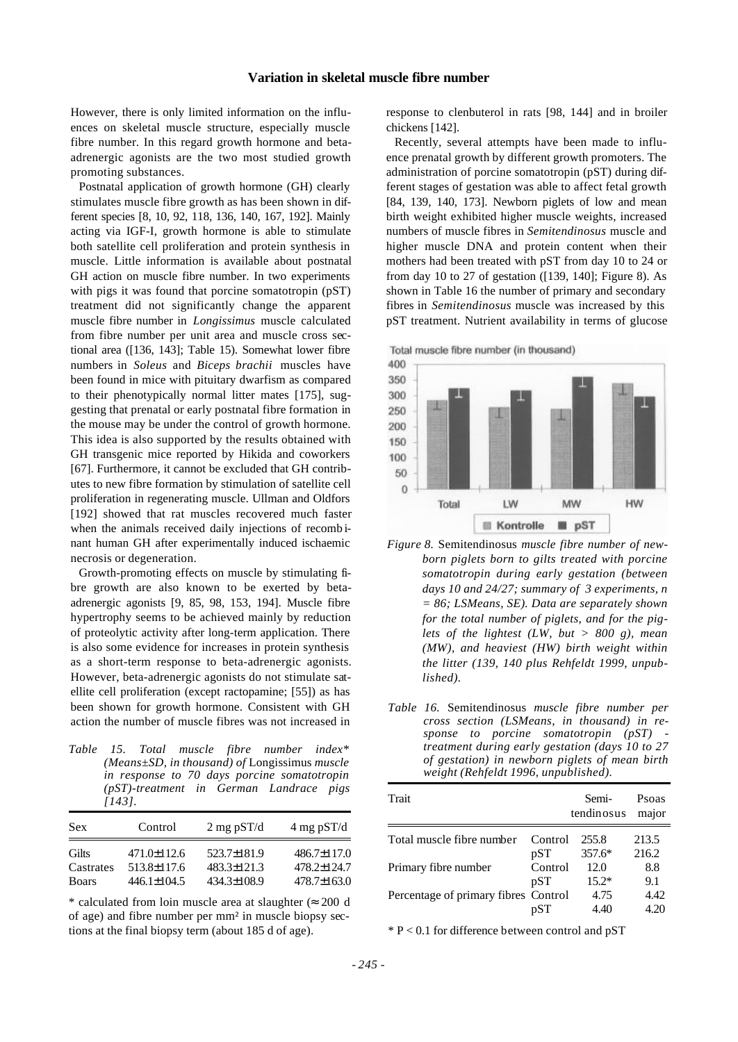However, there is only limited information on the influences on skeletal muscle structure, especially muscle fibre number. In this regard growth hormone and beta-adrenergic agonists are the two most studied growth promoting substances.

Postnatal application of growth hormone (GH) clearly stimulates muscle fibre growth as has been shown in different species [8, 10, 92, 118, 136, 140, 167, 192]. Mainly acting via IGF-I, growth hormone is able to stimulate both satellite cell proliferation and protein synthesis in muscle. Little information is available about postnatal GH action on muscle fibre number. In two experiments with pigs it was found that porcine somatotropin (pST) treatment did not significantly change the apparent muscle fibre number in *Longissimus* muscle calculated from fibre number per unit area and muscle cross sectional area ([136, 143]; Table 15). Somewhat lower fibre numbers in *Soleus* and *Biceps brachii* muscles have been found in mice with pituitary dwarfism as compared to their phenotypically normal litter mates [175], suggesting that prenatal or early postnatal fibre formation in the mouse may be under the control of growth hormone. This idea is also supported by the results obtained with GH transgenic mice reported by Hikida and coworkers [67]. Furthermore, it cannot be excluded that GH contributes to new fibre formation by stimulation of satellite cell proliferation in regenerating muscle. Ullman and Oldfors [192] showed that rat muscles recovered much faster when the animals received daily injections of recombinant human GH after experimentally induced ischaemic necrosis or degeneration.

Growth-promoting effects on muscle by stimulating fibre growth are also known to be exerted by beta-adrenergic agonists [9, 85, 98, 153, 194]. Muscle fibre hypertrophy seems to be achieved mainly by reduction of proteolytic activity after long-term application. There is also some evidence for increases in protein synthesis as a short-term response to beta-adrenergic agonists. However, beta-adrenergic agonists do not stimulate satellite cell proliferation (except ractopamine; [55]) as has been shown for growth hormone. Consistent with GH action the number of muscle fibres was not increased in response to clenbuterol in rats [98, 144] and in broiler chickens [142].

*Table 15. Total muscle fibre number index\* (Means±SD, in thousand) of* Longissimus *muscle in response to 70 days porcine somatotropin (pST)-treatment in German Landrace pigs [143].*

| Sex | Control | 2 mg pST/d | 4 mg pST/d |
|---|---|---|---|
| Gilts | 471.0±112.6 | 523.7±181.9 | 486.7±117.0 |
| Castrates | 513.8±117.6 | 483.3±121.3 | 478.2±124.7 |
| Boars | 446.1±104.5 | 434.3±108.9 | 478.7±163.0 |

\* calculated from loin muscle area at slaughter (≈ 200 d of age) and fibre number per mm² in muscle biopsy sections at the final biopsy term (about 185 d of age).

Recently, several attempts have been made to influence prenatal growth by different growth promoters. The administration of porcine somatotropin (pST) during different stages of gestation was able to affect fetal growth [84, 139, 140, 173]. Newborn piglets of low and mean birth weight exhibited higher muscle weights, increased numbers of muscle fibres in *Semitendinosus* muscle and higher muscle DNA and protein content when their mothers had been treated with pST from day 10 to 24 or from day 10 to 27 of gestation ([139, 140]; Figure 8). As shown in Table 16 the number of primary and secondary fibres in *Semitendinosus* muscle was increased by this pST treatment. Nutrient availability in terms of glucose

*Figure 8.* Semitendinosus *muscle fibre number of newborn piglets born to gilts treated with porcine somatotropin during early gestation (between days 10 and 24/27; summary of 3 experiments, n = 86; LSMeans, SE). Data are separately shown for the total number of piglets, and for the piglets of the lightest (LW, but > 800 g), mean (MW), and heaviest (HW) birth weight within the litter (139, 140 plus Rehfeldt 1999, unpublished).*

*Table 16.* Semitendinosus *muscle fibre number per cross section (LSMeans, in thousand) in response to porcine somatotropin (pST) - treatment during early gestation (days 10 to 27 of gestation) in newborn piglets of mean birth weight (Rehfeldt 1996, unpublished).*

| Trait | | Semi-tendinosus | Psoas major |
|---|---|---|---|
| Total muscle fibre number | Control | 255.8 | 213.5 |
| | pST | 357.6* | 216.2 |
| Primary fibre number | Control | 12.0 | 8.8 |
| | pST | 15.2* | 9.1 |
| Percentage of primary fibres | Control | 4.75 | 4.42 |
| | pST | 4.40 | 4.20 |

\* P < 0.1 for difference between control and pST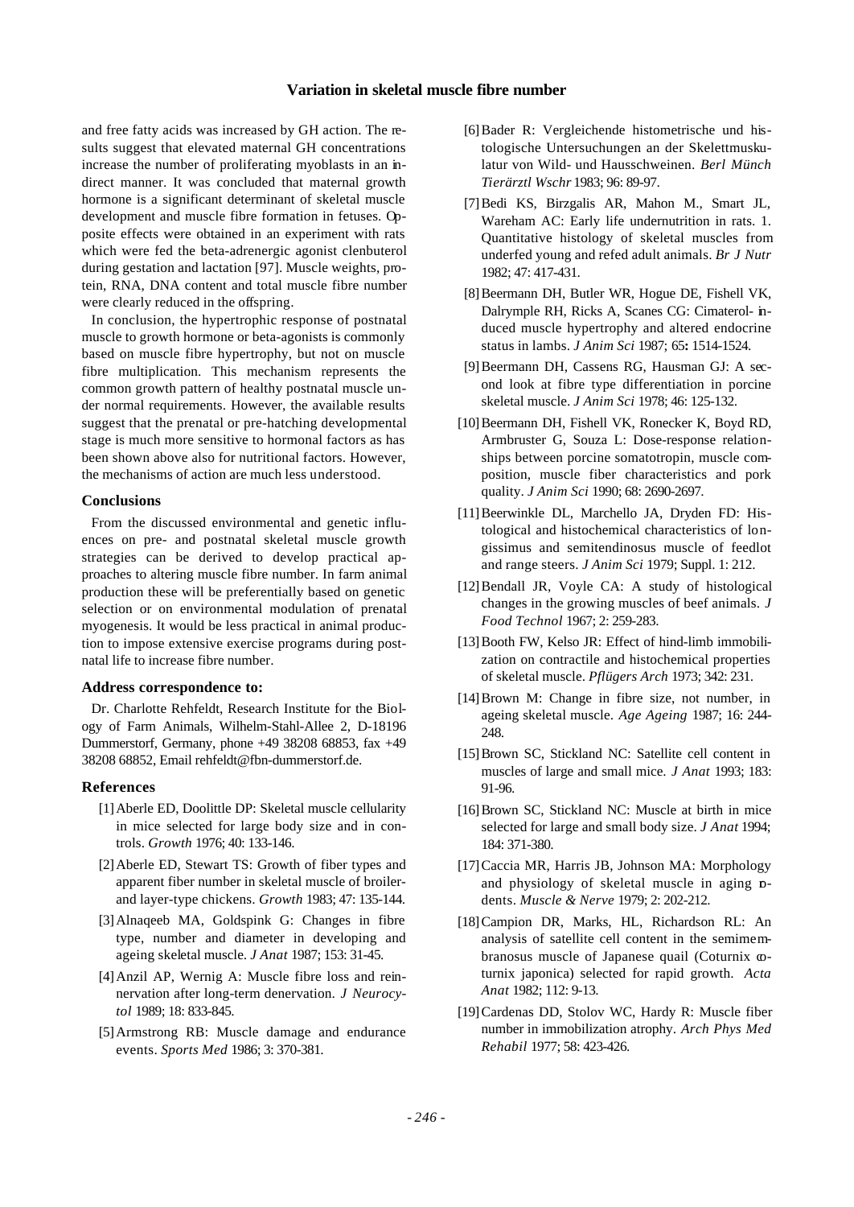and free fatty acids was increased by GH action. The results suggest that elevated maternal GH concentrations increase the number of proliferating myoblasts in an indirect manner. It was concluded that maternal growth hormone is a significant determinant of skeletal muscle development and muscle fibre formation in fetuses. Opposite effects were obtained in an experiment with rats which were fed the beta-adrenergic agonist clenbuterol during gestation and lactation [97]. Muscle weights, protein, RNA, DNA content and total muscle fibre number were clearly reduced in the offspring.

In conclusion, the hypertrophic response of postnatal muscle to growth hormone or beta-agonists is commonly based on muscle fibre hypertrophy, but not on muscle fibre multiplication. This mechanism represents the common growth pattern of healthy postnatal muscle under normal requirements. However, the available results suggest that the prenatal or pre-hatching developmental stage is much more sensitive to hormonal factors as has been shown above also for nutritional factors. However, the mechanisms of action are much less understood.

### Conclusions

From the discussed environmental and genetic influences on pre- and postnatal skeletal muscle growth strategies can be derived to develop practical approaches to altering muscle fibre number. In farm animal production these will be preferentially based on genetic selection or on environmental modulation of prenatal myogenesis. It would be less practical in animal production to impose extensive exercise programs during postnatal life to increase fibre number.

### Address correspondence to:

Dr. Charlotte Rehfeldt, Research Institute for the Biology of Farm Animals, Wilhelm-Stahl-Allee 2, D-18196 Dummerstorf, Germany, phone +49 38208 68853, fax +49 38208 68852, Email rehfeldt@fbn-dummerstorf.de.

### References

[1] Aberle ED, Doolittle DP: Skeletal muscle cellularity in mice selected for large body size and in controls. *Growth* 1976; 40: 133-146.

[2] Aberle ED, Stewart TS: Growth of fiber types and apparent fiber number in skeletal muscle of broiler- and layer-type chickens. *Growth* 1983; 47: 135-144.

[3] Alnaqeeb MA, Goldspink G: Changes in fibre type, number and diameter in developing and ageing skeletal muscle. *J Anat* 1987; 153: 31-45.

[4] Anzil AP, Wernig A: Muscle fibre loss and reinnervation after long-term denervation. *J Neurocytol* 1989; 18: 833-845.

[5] Armstrong RB: Muscle damage and endurance events. *Sports Med* 1986; 3: 370-381.

[6] Bader R: Vergleichende histometrische und histologische Untersuchungen an der Skelettmuskulatur von Wild- und Hausschweinen. *Berl Münch Tierärztl Wschr* 1983; 96: 89-97.

[7] Bedi KS, Birzgalis AR, Mahon M., Smart JL, Wareham AC: Early life undernutrition in rats. 1. Quantitative histology of skeletal muscles from underfed young and refed adult animals. *Br J Nutr* 1982; 47: 417-431.

[8] Beermann DH, Butler WR, Hogue DE, Fishell VK, Dalrymple RH, Ricks A, Scanes CG: Cimaterol-induced muscle hypertrophy and altered endocrine status in lambs. *J Anim Sci* 1987; 65**:** 1514-1524.

[9] Beermann DH, Cassens RG, Hausman GJ: A second look at fibre type differentiation in porcine skeletal muscle. *J Anim Sci* 1978; 46: 125-132.

[10] Beermann DH, Fishell VK, Ronecker K, Boyd RD, Armbruster G, Souza L: Dose-response relationships between porcine somatotropin, muscle composition, muscle fiber characteristics and pork quality. *J Anim Sci* 1990; 68: 2690-2697.

[11] Beerwinkle DL, Marchello JA, Dryden FD: Histological and histochemical characteristics of longissimus and semitendinosus muscle of feedlot and range steers. *J Anim Sci* 1979; Suppl. 1: 212.

[12] Bendall JR, Voyle CA: A study of histological changes in the growing muscles of beef animals. *J Food Technol* 1967; 2: 259-283.

[13] Booth FW, Kelso JR: Effect of hind-limb immobilization on contractile and histochemical properties of skeletal muscle. *Pflügers Arch* 1973; 342: 231.

[14] Brown M: Change in fibre size, not number, in ageing skeletal muscle. *Age Ageing* 1987; 16: 244-248.

[15] Brown SC, Stickland NC: Satellite cell content in muscles of large and small mice. *J Anat* 1993; 183: 91-96.

[16] Brown SC, Stickland NC: Muscle at birth in mice selected for large and small body size. *J Anat* 1994; 184: 371-380.

[17] Caccia MR, Harris JB, Johnson MA: Morphology and physiology of skeletal muscle in aging rodents. *Muscle & Nerve* 1979; 2: 202-212.

[18] Campion DR, Marks, HL, Richardson RL: An analysis of satellite cell content in the semimembranosus muscle of Japanese quail (Coturnix coturnix japonica) selected for rapid growth. *Acta Anat* 1982; 112: 9-13.

[19] Cardenas DD, Stolov WC, Hardy R: Muscle fiber number in immobilization atrophy. *Arch Phys Med Rehabil* 1977; 58: 423-426.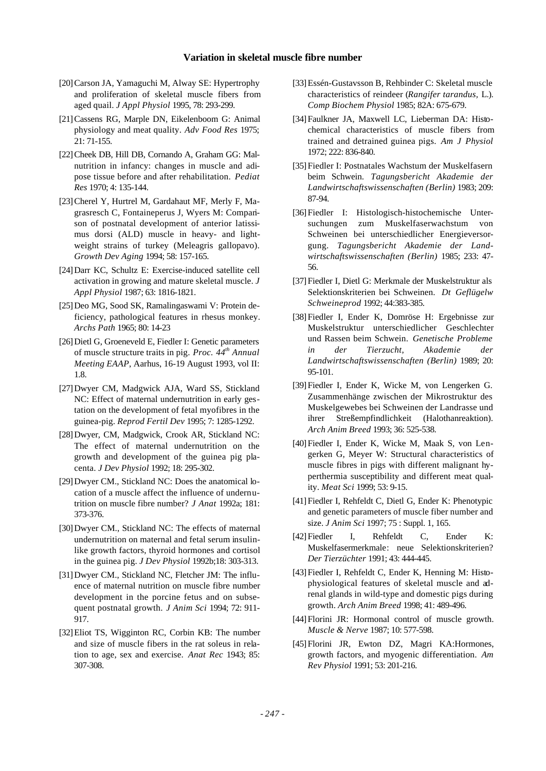[20] Carson JA, Yamaguchi M, Alway SE: Hypertrophy and proliferation of skeletal muscle fibers from aged quail. *J Appl Physiol* 1995, 78: 293-299.

[21] Cassens RG, Marple DN, Eikelenboom G: Animal physiology and meat quality. *Adv Food Res* 1975; 21: 71-155.

[22] Cheek DB, Hill DB, Cornando A, Graham GG: Malnutrition in infancy: changes in muscle and adipose tissue before and after rehabilitation. *Pediat Res* 1970; 4: 135-144.

[23] Cherel Y, Hurtrel M, Gardahaut MF, Merly F, Magrasresch C, Fontaineperus J, Wyers M: Comparison of postnatal development of anterior latissimus dorsi (ALD) muscle in heavy- and light-weight strains of turkey (Meleagris gallopavo). *Growth Dev Aging* 1994; 58: 157-165.

[24] Darr KC, Schultz E: Exercise-induced satellite cell activation in growing and mature skeletal muscle. *J Appl Physiol* 1987; 63: 1816-1821.

[25] Deo MG, Sood SK, Ramalingaswami V: Protein deficiency, pathological features in rhesus monkey. *Archs Path* 1965; 80: 14-23

[26] Dietl G, Groeneveld E, Fiedler I: Genetic parameters of muscle structure traits in pig. *Proc. 44th Annual Meeting EAAP*, Aarhus, 16-19 August 1993, vol II: 1.8.

[27] Dwyer CM, Madgwick AJA, Ward SS, Stickland NC: Effect of maternal undernutrition in early gestation on the development of fetal myofibres in the guinea-pig. *Reprod Fertil Dev* 1995; 7: 1285-1292.

[28] Dwyer, CM, Madgwick, Crook AR, Stickland NC: The effect of maternal undernutrition on the growth and development of the guinea pig placenta. *J Dev Physiol* 1992; 18: 295-302.

[29] Dwyer CM., Stickland NC: Does the anatomical location of a muscle affect the influence of undernutrition on muscle fibre number? *J Anat* 1992a; 181: 373-376.

[30] Dwyer CM., Stickland NC: The effects of maternal undernutrition on maternal and fetal serum insulin-like growth factors, thyroid hormones and cortisol in the guinea pig. *J Dev Physiol* 1992b;18: 303-313.

[31] Dwyer CM., Stickland NC, Fletcher JM: The influence of maternal nutrition on muscle fibre number development in the porcine fetus and on subsequent postnatal growth. *J Anim Sci* 1994; 72: 911-917.

[32] Eliot TS, Wigginton RC, Corbin KB: The number and size of muscle fibers in the rat soleus in relation to age, sex and exercise. *Anat Rec* 1943; 85: 307-308.

[33] Essén-Gustavsson B, Rehbinder C: Skeletal muscle characteristics of reindeer (*Rangifer tarandus*, L.). *Comp Biochem Physiol* 1985; 82A: 675-679.

[34] Faulkner JA, Maxwell LC, Lieberman DA: Histochemical characteristics of muscle fibers from trained and detrained guinea pigs. *Am J Physiol* 1972; 222: 836-840.

[35] Fiedler I: Postnatales Wachstum der Muskelfasern beim Schwein. *Tagungsbericht Akademie der Landwirtschaftswissenschaften (Berlin)* 1983; 209: 87-94.

[36] Fiedler I: Histologisch-histochemische Untersuchungen zum Muskelfaserwachstum von Schweinen bei unterschiedlicher Energieversorgung. *Tagungsbericht Akademie der Landwirtschaftswissenschaften (Berlin)* 1985; 233: 47-56.

[37] Fiedler I, Dietl G: Merkmale der Muskelstruktur als Selektionskriterien bei Schweinen. *Dt Geflügelw Schweineprod* 1992; 44:383-385.

[38] Fiedler I, Ender K, Domröse H: Ergebnisse zur Muskelstruktur unterschiedlicher Geschlechter und Rassen beim Schwein. *Genetische Probleme in der Tierzucht, Akademie der Landwirtschaftswissenschaften (Berlin)* 1989; 20: 95-101.

[39] Fiedler I, Ender K, Wicke M, von Lengerken G. Zusammenhänge zwischen der Mikrostruktur des Muskelgewebes bei Schweinen der Landrasse und ihrer Streßempfindlichkeit (Halothanreaktion). *Arch Anim Breed* 1993; 36: 525-538.

[40] Fiedler I, Ender K, Wicke M, Maak S, von Lengerken G, Meyer W: Structural characteristics of muscle fibres in pigs with different malignant hyperthermia susceptibility and different meat quality. *Meat Sci* 1999; 53: 9-15.

[41] Fiedler I, Rehfeldt C, Dietl G, Ender K: Phenotypic and genetic parameters of muscle fiber number and size. *J Anim Sci* 1997; 75 : Suppl. 1, 165.

[42] Fiedler I, Rehfeldt C, Ender K: Muskelfasermerkmale: neue Selektionskriterien? *Der Tierzüchter* 1991; 43: 444-445.

[43] Fiedler I, Rehfeldt C, Ender K, Henning M: Histophysiological features of skeletal muscle and adrenal glands in wild-type and domestic pigs during growth. *Arch Anim Breed* 1998; 41: 489-496.

[44] Florini JR: Hormonal control of muscle growth. *Muscle & Nerve* 1987; 10: 577-598.

[45] Florini JR, Ewton DZ, Magri KA:Hormones, growth factors, and myogenic differentiation. *Am Rev Physiol* 1991; 53: 201-216.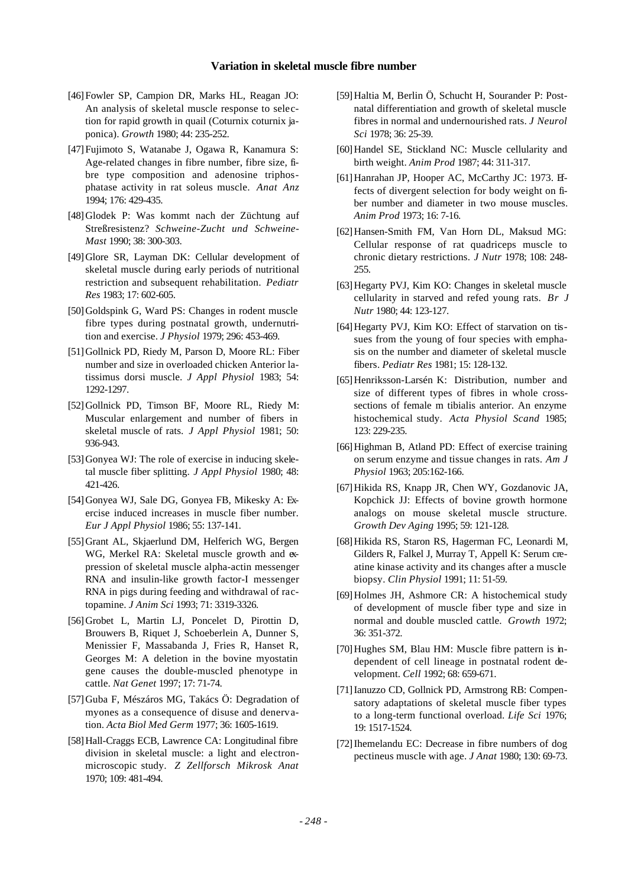- [46] Fowler SP, Campion DR, Marks HL, Reagan JO: An analysis of skeletal muscle response to selection for rapid growth in quail (Coturnix coturnix japonica). *Growth* 1980; 44: 235-252.
- [47] Fujimoto S, Watanabe J, Ogawa R, Kanamura S: Age-related changes in fibre number, fibre size, fibre type composition and adenosine triphosphatase activity in rat soleus muscle. *Anat Anz* 1994; 176: 429-435.
- [48] Glodek P: Was kommt nach der Züchtung auf Streßresistenz? *Schweine-Zucht und Schweine-Mast* 1990; 38: 300-303.
- [49] Glore SR, Layman DK: Cellular development of skeletal muscle during early periods of nutritional restriction and subsequent rehabilitation. *Pediatr Res* 1983; 17: 602-605.
- [50] Goldspink G, Ward PS: Changes in rodent muscle fibre types during postnatal growth, undernutrition and exercise. *J Physiol* 1979; 296: 453-469.
- [51] Gollnick PD, Riedy M, Parson D, Moore RL: Fiber number and size in overloaded chicken Anterior latissimus dorsi muscle. *J Appl Physiol* 1983; 54: 1292-1297.
- [52] Gollnick PD, Timson BF, Moore RL, Riedy M: Muscular enlargement and number of fibers in skeletal muscle of rats. *J Appl Physiol* 1981; 50: 936-943.
- [53] Gonyea WJ: The role of exercise in inducing skeletal muscle fiber splitting. *J Appl Physiol* 1980; 48: 421-426.
- [54] Gonyea WJ, Sale DG, Gonyea FB, Mikesky A: Exercise induced increases in muscle fiber number. *Eur J Appl Physiol* 1986; 55: 137-141.
- [55] Grant AL, Skjaerlund DM, Helferich WG, Bergen WG, Merkel RA: Skeletal muscle growth and expression of skeletal muscle alpha-actin messenger RNA and insulin-like growth factor-I messenger RNA in pigs during feeding and withdrawal of ractopamine. *J Anim Sci* 1993; 71: 3319-3326.
- [56] Grobet L, Martin LJ, Poncelet D, Pirottin D, Brouwers B, Riquet J, Schoeberlein A, Dunner S, Menissier F, Massabanda J, Fries R, Hanset R, Georges M: A deletion in the bovine myostatin gene causes the double-muscled phenotype in cattle. *Nat Genet* 1997; 17: 71-74.
- [57] Guba F, Mészáros MG, Takács Ö: Degradation of myones as a consequence of disuse and denervation. *Acta Biol Med Germ* 1977; 36: 1605-1619.
- [58] Hall-Craggs ECB, Lawrence CA: Longitudinal fibre division in skeletal muscle: a light and electron-microscopic study. *Z Zellforsch Mikrosk Anat* 1970; 109: 481-494.
- [59] Haltia M, Berlin Ö, Schucht H, Sourander P: Postnatal differentiation and growth of skeletal muscle fibres in normal and undernourished rats. *J Neurol Sci* 1978; 36: 25-39.
- [60] Handel SE, Stickland NC: Muscle cellularity and birth weight. *Anim Prod* 1987; 44: 311-317.
- [61] Hanrahan JP, Hooper AC, McCarthy JC: 1973. Effects of divergent selection for body weight on fiber number and diameter in two mouse muscles. *Anim Prod* 1973; 16: 7-16.
- [62] Hansen-Smith FM, Van Horn DL, Maksud MG: Cellular response of rat quadriceps muscle to chronic dietary restrictions. *J Nutr* 1978; 108: 248-255.
- [63] Hegarty PVJ, Kim KO: Changes in skeletal muscle cellularity in starved and refed young rats. *Br J Nutr* 1980; 44: 123-127.
- [64] Hegarty PVJ, Kim KO: Effect of starvation on tissues from the young of four species with emphasis on the number and diameter of skeletal muscle fibers. *Pediatr Res* 1981; 15: 128-132.
- [65] Henriksson-Larsén K: Distribution, number and size of different types of fibres in whole cross-sections of female m tibialis anterior. An enzyme histochemical study. *Acta Physiol Scand* 1985; 123: 229-235.
- [66] Highman B, Atland PD: Effect of exercise training on serum enzyme and tissue changes in rats. *Am J Physiol* 1963; 205:162-166.
- [67] Hikida RS, Knapp JR, Chen WY, Gozdanovic JA, Kopchick JJ: Effects of bovine growth hormone analogs on mouse skeletal muscle structure. *Growth Dev Aging* 1995; 59: 121-128.
- [68] Hikida RS, Staron RS, Hagerman FC, Leonardi M, Gilders R, Falkel J, Murray T, Appell K: Serum creatine kinase activity and its changes after a muscle biopsy. *Clin Physiol* 1991; 11: 51-59.
- [69] Holmes JH, Ashmore CR: A histochemical study of development of muscle fiber type and size in normal and double muscled cattle. *Growth* 1972; 36: 351-372.
- [70] Hughes SM, Blau HM: Muscle fibre pattern is independent of cell lineage in postnatal rodent development. *Cell* 1992; 68: 659-671.
- [71] Ianuzzo CD, Gollnick PD, Armstrong RB: Compensatory adaptations of skeletal muscle fiber types to a long-term functional overload. *Life Sci* 1976; 19: 1517-1524.
- [72] Ihemelandu EC: Decrease in fibre numbers of dog pectineus muscle with age. *J Anat* 1980; 130: 69-73.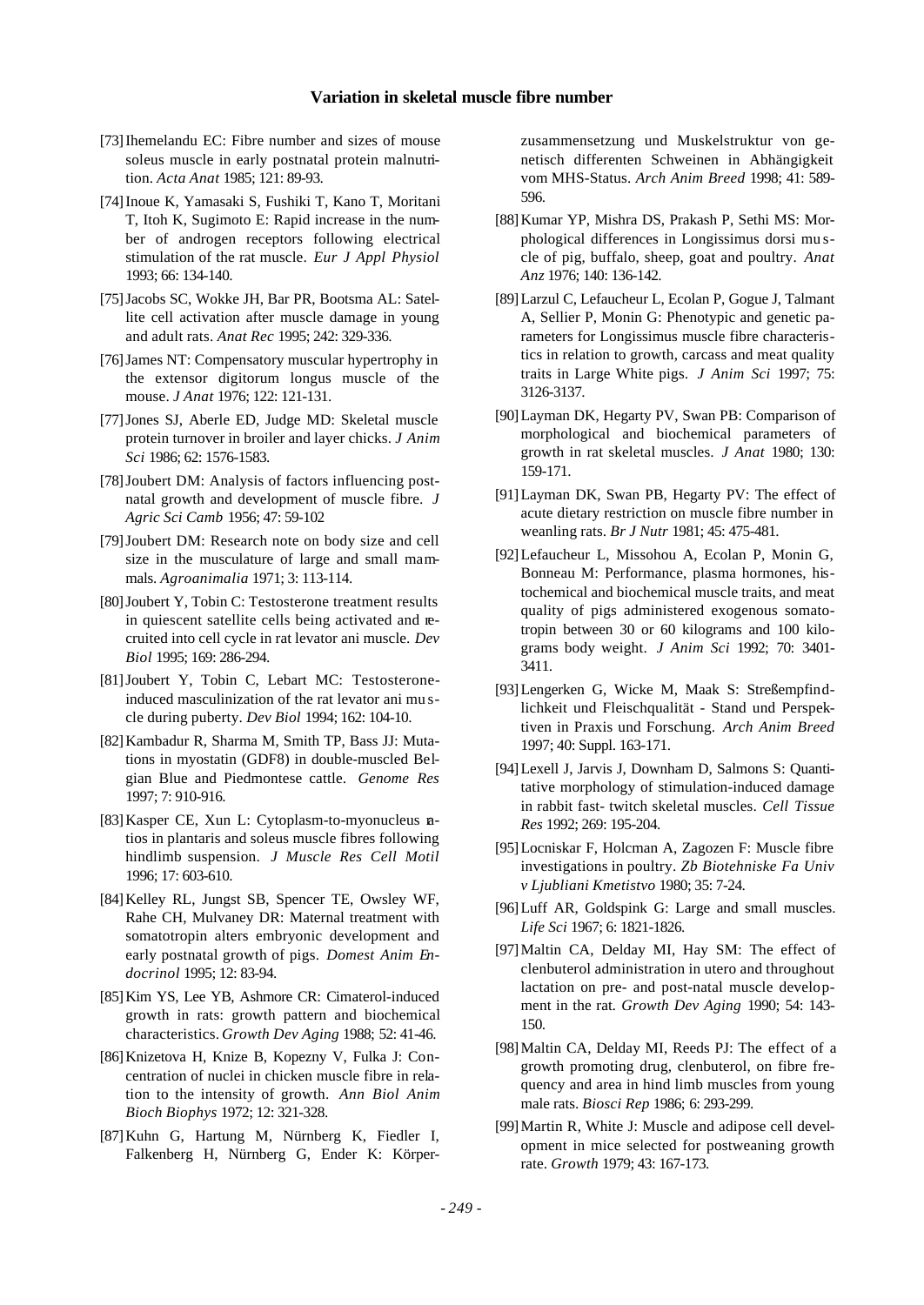[73] Ihemelandu EC: Fibre number and sizes of mouse soleus muscle in early postnatal protein malnutrition. *Acta Anat* 1985; 121: 89-93.

[74] Inoue K, Yamasaki S, Fushiki T, Kano T, Moritani T, Itoh K, Sugimoto E: Rapid increase in the number of androgen receptors following electrical stimulation of the rat muscle. *Eur J Appl Physiol* 1993; 66: 134-140.

[75] Jacobs SC, Wokke JH, Bar PR, Bootsma AL: Satellite cell activation after muscle damage in young and adult rats. *Anat Rec* 1995; 242: 329-336.

[76] James NT: Compensatory muscular hypertrophy in the extensor digitorum longus muscle of the mouse. *J Anat* 1976; 122: 121-131.

[77] Jones SJ, Aberle ED, Judge MD: Skeletal muscle protein turnover in broiler and layer chicks. *J Anim Sci* 1986; 62: 1576-1583.

[78] Joubert DM: Analysis of factors influencing postnatal growth and development of muscle fibre. *J Agric Sci Camb* 1956; 47: 59-102

[79] Joubert DM: Research note on body size and cell size in the musculature of large and small mammals. *Agroanimalia* 1971; 3: 113-114.

[80] Joubert Y, Tobin C: Testosterone treatment results in quiescent satellite cells being activated and recruited into cell cycle in rat levator ani muscle. *Dev Biol* 1995; 169: 286-294.

[81] Joubert Y, Tobin C, Lebart MC: Testosterone-induced masculinization of the rat levator ani muscle during puberty. *Dev Biol* 1994; 162: 104-10.

[82] Kambadur R, Sharma M, Smith TP, Bass JJ: Mutations in myostatin (GDF8) in double-muscled Belgian Blue and Piedmontese cattle. *Genome Res* 1997; 7: 910-916.

[83] Kasper CE, Xun L: Cytoplasm-to-myonucleus ratios in plantaris and soleus muscle fibres following hindlimb suspension. *J Muscle Res Cell Motil* 1996; 17: 603-610.

[84] Kelley RL, Jungst SB, Spencer TE, Owsley WF, Rahe CH, Mulvaney DR: Maternal treatment with somatotropin alters embryonic development and early postnatal growth of pigs. *Domest Anim Endocrinol* 1995; 12: 83-94.

[85] Kim YS, Lee YB, Ashmore CR: Cimaterol-induced growth in rats: growth pattern and biochemical characteristics. *Growth Dev Aging* 1988; 52: 41-46.

[86] Knizetova H, Knize B, Kopezny V, Fulka J: Concentration of nuclei in chicken muscle fibre in relation to the intensity of growth. *Ann Biol Anim Bioch Biophys* 1972; 12: 321-328.

[87] Kuhn G, Hartung M, Nürnberg K, Fiedler I, Falkenberg H, Nürnberg G, Ender K: Körperzusammensetzung und Muskelstruktur von genetisch differenten Schweinen in Abhängigkeit vom MHS-Status. *Arch Anim Breed* 1998; 41: 589-596.

[88] Kumar YP, Mishra DS, Prakash P, Sethi MS: Morphological differences in Longissimus dorsi muscle of pig, buffalo, sheep, goat and poultry. *Anat Anz* 1976; 140: 136-142.

[89] Larzul C, Lefaucheur L, Ecolan P, Gogue J, Talmant A, Sellier P, Monin G: Phenotypic and genetic parameters for Longissimus muscle fibre characteristics in relation to growth, carcass and meat quality traits in Large White pigs. *J Anim Sci* 1997; 75: 3126-3137.

[90] Layman DK, Hegarty PV, Swan PB: Comparison of morphological and biochemical parameters of growth in rat skeletal muscles. *J Anat* 1980; 130: 159-171.

[91] Layman DK, Swan PB, Hegarty PV: The effect of acute dietary restriction on muscle fibre number in weanling rats. *Br J Nutr* 1981; 45: 475-481.

[92] Lefaucheur L, Missohou A, Ecolan P, Monin G, Bonneau M: Performance, plasma hormones, histochemical and biochemical muscle traits, and meat quality of pigs administered exogenous somatotropin between 30 or 60 kilograms and 100 kilograms body weight. *J Anim Sci* 1992; 70: 3401-3411.

[93] Lengerken G, Wicke M, Maak S: Streßempfindlichkeit und Fleischqualität - Stand und Perspektiven in Praxis und Forschung. *Arch Anim Breed* 1997; 40: Suppl. 163-171.

[94] Lexell J, Jarvis J, Downham D, Salmons S: Quantitative morphology of stimulation-induced damage in rabbit fast- twitch skeletal muscles. *Cell Tissue Res* 1992; 269: 195-204.

[95] Locniskar F, Holcman A, Zagozen F: Muscle fibre investigations in poultry. *Zb Biotehniske Fa Univ v Ljubliani Kmetistvo* 1980; 35: 7-24.

[96] Luff AR, Goldspink G: Large and small muscles. *Life Sci* 1967; 6: 1821-1826.

[97] Maltin CA, Delday MI, Hay SM: The effect of clenbuterol administration in utero and throughout lactation on pre- and post-natal muscle development in the rat. *Growth Dev Aging* 1990; 54: 143-150.

[98] Maltin CA, Delday MI, Reeds PJ: The effect of a growth promoting drug, clenbuterol, on fibre frequency and area in hind limb muscles from young male rats. *Biosci Rep* 1986; 6: 293-299.

[99] Martin R, White J: Muscle and adipose cell development in mice selected for postweaning growth rate. *Growth* 1979; 43: 167-173.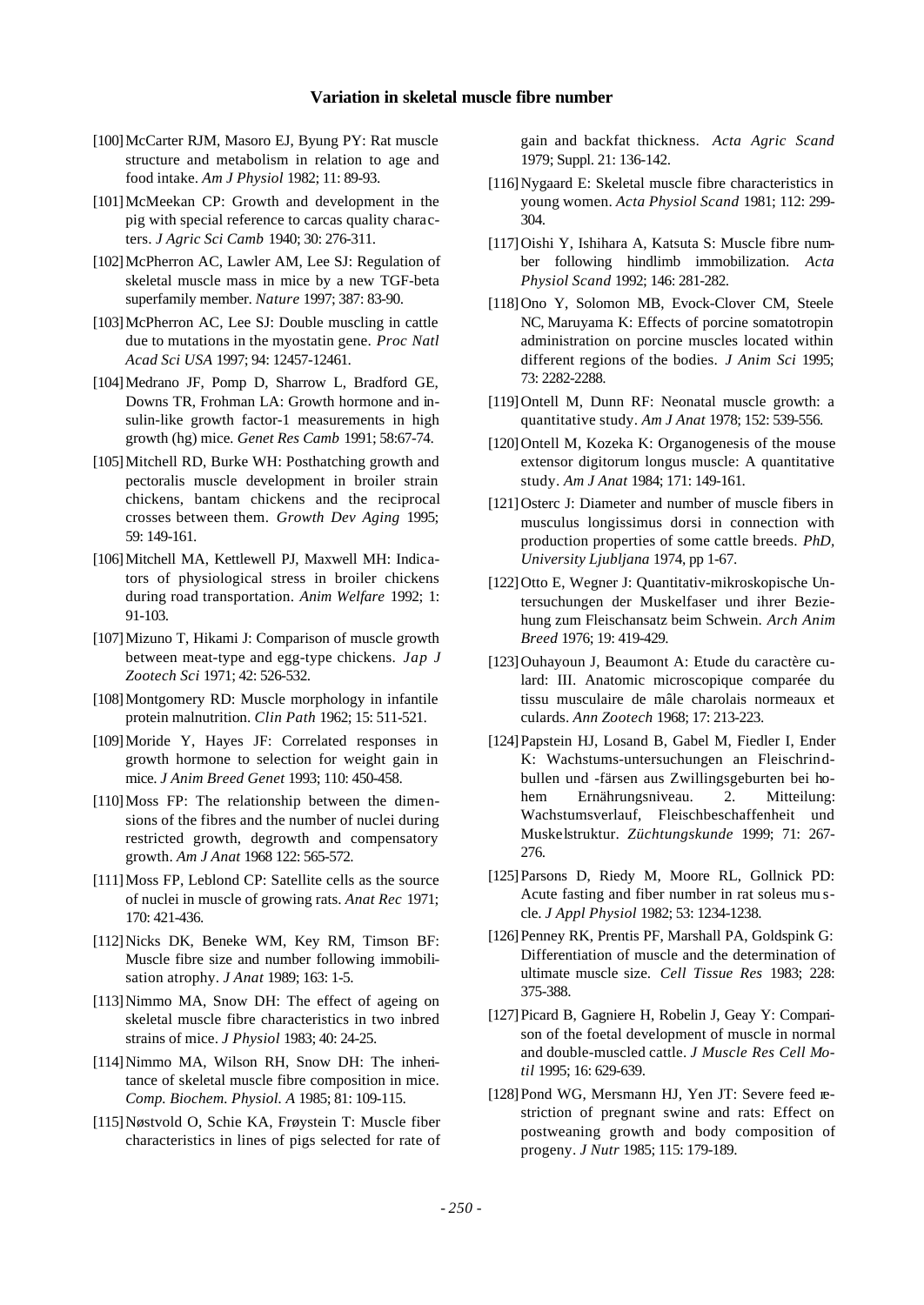[100] McCarter RJM, Masoro EJ, Byung PY: Rat muscle structure and metabolism in relation to age and food intake. *Am J Physiol* 1982; 11: 89-93.

[101] McMeekan CP: Growth and development in the pig with special reference to carcas quality characters. *J Agric Sci Camb* 1940; 30: 276-311.

[102] McPherron AC, Lawler AM, Lee SJ: Regulation of skeletal muscle mass in mice by a new TGF-beta superfamily member. *Nature* 1997; 387: 83-90.

[103] McPherron AC, Lee SJ: Double muscling in cattle due to mutations in the myostatin gene. *Proc Natl Acad Sci USA* 1997; 94: 12457-12461.

[104] Medrano JF, Pomp D, Sharrow L, Bradford GE, Downs TR, Frohman LA: Growth hormone and insulin-like growth factor-1 measurements in high growth (hg) mice. *Genet Res Camb* 1991; 58:67-74.

[105] Mitchell RD, Burke WH: Posthatching growth and pectoralis muscle development in broiler strain chickens, bantam chickens and the reciprocal crosses between them. *Growth Dev Aging* 1995; 59: 149-161.

[106] Mitchell MA, Kettlewell PJ, Maxwell MH: Indicators of physiological stress in broiler chickens during road transportation. *Anim Welfare* 1992; 1: 91-103.

[107] Mizuno T, Hikami J: Comparison of muscle growth between meat-type and egg-type chickens. *Jap J Zootech Sci* 1971; 42: 526-532.

[108] Montgomery RD: Muscle morphology in infantile protein malnutrition. *Clin Path* 1962; 15: 511-521.

[109] Moride Y, Hayes JF: Correlated responses in growth hormone to selection for weight gain in mice. *J Anim Breed Genet* 1993; 110: 450-458.

[110] Moss FP: The relationship between the dimensions of the fibres and the number of nuclei during restricted growth, degrowth and compensatory growth. *Am J Anat* 1968 122: 565-572.

[111] Moss FP, Leblond CP: Satellite cells as the source of nuclei in muscle of growing rats. *Anat Rec* 1971; 170: 421-436.

[112] Nicks DK, Beneke WM, Key RM, Timson BF: Muscle fibre size and number following immobilisation atrophy. *J Anat* 1989; 163: 1-5.

[113] Nimmo MA, Snow DH: The effect of ageing on skeletal muscle fibre characteristics in two inbred strains of mice. *J Physiol* 1983; 40: 24-25.

[114] Nimmo MA, Wilson RH, Snow DH: The inheritance of skeletal muscle fibre composition in mice. *Comp. Biochem. Physiol. A* 1985; 81: 109-115.

[115] Nøstvold O, Schie KA, Frøystein T: Muscle fiber characteristics in lines of pigs selected for rate of gain and backfat thickness. *Acta Agric Scand* 1979; Suppl. 21: 136-142.

[116] Nygaard E: Skeletal muscle fibre characteristics in young women. *Acta Physiol Scand* 1981; 112: 299-304.

[117] Oishi Y, Ishihara A, Katsuta S: Muscle fibre number following hindlimb immobilization. *Acta Physiol Scand* 1992; 146: 281-282.

[118] Ono Y, Solomon MB, Evock-Clover CM, Steele NC, Maruyama K: Effects of porcine somatotropin administration on porcine muscles located within different regions of the bodies. *J Anim Sci* 1995; 73: 2282-2288.

[119] Ontell M, Dunn RF: Neonatal muscle growth: a quantitative study. *Am J Anat* 1978; 152: 539-556.

[120] Ontell M, Kozeka K: Organogenesis of the mouse extensor digitorum longus muscle: A quantitative study. *Am J Anat* 1984; 171: 149-161.

[121] Osterc J: Diameter and number of muscle fibers in musculus longissimus dorsi in connection with production properties of some cattle breeds. *PhD, University Ljubljana* 1974, pp 1-67.

[122] Otto E, Wegner J: Quantitativ-mikroskopische Untersuchungen der Muskelfaser und ihrer Beziehung zum Fleischansatz beim Schwein. *Arch Anim Breed* 1976; 19: 419-429.

[123] Ouhayoun J, Beaumont A: Etude du caractère culard: III. Anatomic microscopique comparée du tissu musculaire de mâle charolais normeaux et culards. *Ann Zootech* 1968; 17: 213-223.

[124] Papstein HJ, Losand B, Gabel M, Fiedler I, Ender K: Wachstums-untersuchungen an Fleischrindbullen und -färsen aus Zwillingsgeburten bei hohem Ernährungsniveau. 2. Mitteilung: Wachstumsverlauf, Fleischbeschaffenheit und Muskelstruktur. *Züchtungskunde* 1999; 71: 267-276.

[125] Parsons D, Riedy M, Moore RL, Gollnick PD: Acute fasting and fiber number in rat soleus muscle. *J Appl Physiol* 1982; 53: 1234-1238.

[126] Penney RK, Prentis PF, Marshall PA, Goldspink G: Differentiation of muscle and the determination of ultimate muscle size. *Cell Tissue Res* 1983; 228: 375-388.

[127] Picard B, Gagniere H, Robelin J, Geay Y: Comparison of the foetal development of muscle in normal and double-muscled cattle. *J Muscle Res Cell Motil* 1995; 16: 629-639.

[128] Pond WG, Mersmann HJ, Yen JT: Severe feed restriction of pregnant swine and rats: Effect on postweaning growth and body composition of progeny. *J Nutr* 1985; 115: 179-189.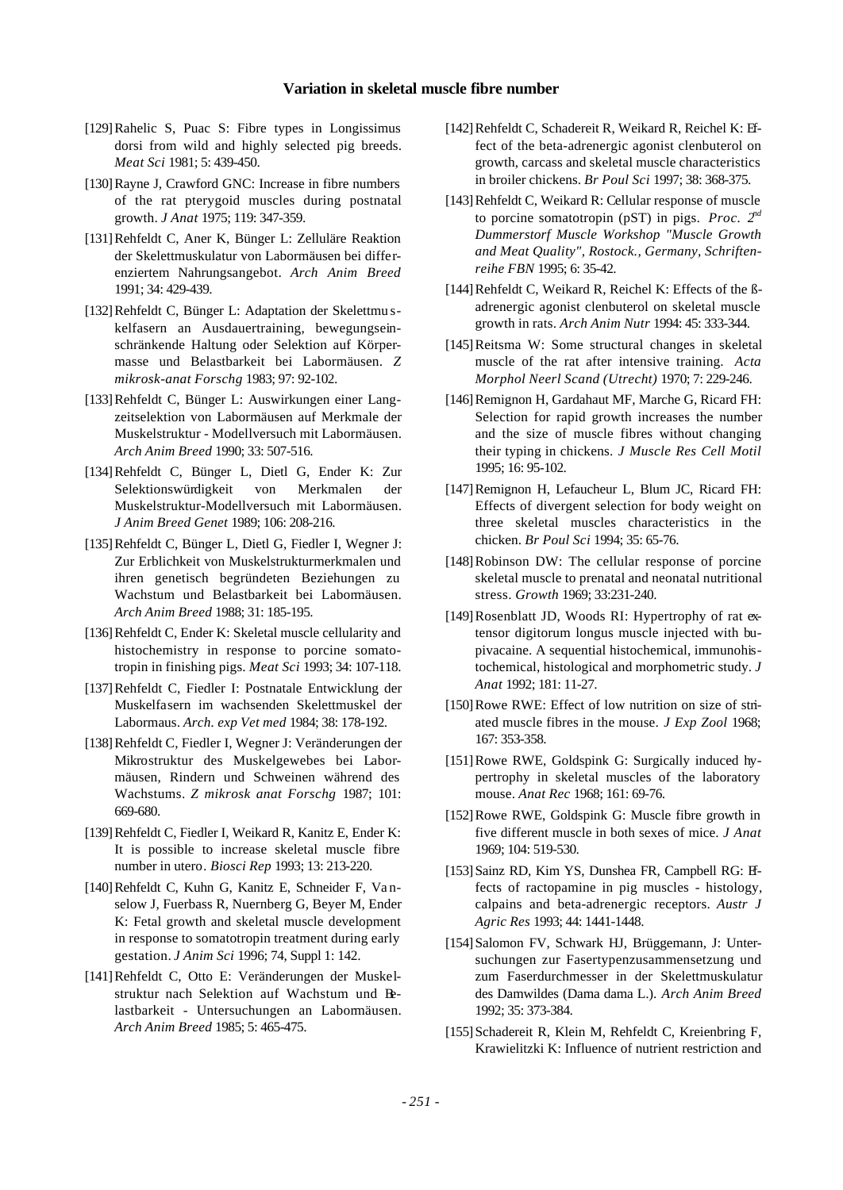[129] Rahelic S, Puac S: Fibre types in Longissimus dorsi from wild and highly selected pig breeds. *Meat Sci* 1981; 5: 439-450.

[130] Rayne J, Crawford GNC: Increase in fibre numbers of the rat pterygoid muscles during postnatal growth. *J Anat* 1975; 119: 347-359.

[131] Rehfeldt C, Aner K, Bünger L: Zelluläre Reaktion der Skelettmuskulatur von Labormäusen bei differenziertem Nahrungsangebot. *Arch Anim Breed* 1991; 34: 429-439.

[132] Rehfeldt C, Bünger L: Adaptation der Skelettmuskelfasern an Ausdauertraining, bewegungseinschränkende Haltung oder Selektion auf Körpermasse und Belastbarkeit bei Labormäusen. *Z mikrosk-anat Forschg* 1983; 97: 92-102.

[133] Rehfeldt C, Bünger L: Auswirkungen einer Langzeitselektion von Labormäusen auf Merkmale der Muskelstruktur - Modellversuch mit Labormäusen. *Arch Anim Breed* 1990; 33: 507-516.

[134] Rehfeldt C, Bünger L, Dietl G, Ender K: Zur Selektionswürdigkeit von Merkmalen der Muskelstruktur-Modellversuch mit Labormäusen. *J Anim Breed Genet* 1989; 106: 208-216.

[135] Rehfeldt C, Bünger L, Dietl G, Fiedler I, Wegner J: Zur Erblichkeit von Muskelstrukturmerkmalen und ihren genetisch begründeten Beziehungen zu Wachstum und Belastbarkeit bei Labormäusen. *Arch Anim Breed* 1988; 31: 185-195.

[136] Rehfeldt C, Ender K: Skeletal muscle cellularity and histochemistry in response to porcine somatotropin in finishing pigs. *Meat Sci* 1993; 34: 107-118.

[137] Rehfeldt C, Fiedler I: Postnatale Entwicklung der Muskelfasern im wachsenden Skelettmuskel der Labormaus. *Arch. exp Vet med* 1984; 38: 178-192.

[138] Rehfeldt C, Fiedler I, Wegner J: Veränderungen der Mikrostruktur des Muskelgewebes bei Labormäusen, Rindern und Schweinen während des Wachstums. *Z mikrosk anat Forschg* 1987; 101: 669-680.

[139] Rehfeldt C, Fiedler I, Weikard R, Kanitz E, Ender K: It is possible to increase skeletal muscle fibre number in utero. *Biosci Rep* 1993; 13: 213-220.

[140] Rehfeldt C, Kuhn G, Kanitz E, Schneider F, Vanselow J, Fuerbass R, Nuernberg G, Beyer M, Ender K: Fetal growth and skeletal muscle development in response to somatotropin treatment during early gestation. *J Anim Sci* 1996; 74, Suppl 1: 142.

[141] Rehfeldt C, Otto E: Veränderungen der Muskelstruktur nach Selektion auf Wachstum und Belastbarkeit - Untersuchungen an Labormäusen. *Arch Anim Breed* 1985; 5: 465-475.

[142] Rehfeldt C, Schadereit R, Weikard R, Reichel K: Effect of the beta-adrenergic agonist clenbuterol on growth, carcass and skeletal muscle characteristics in broiler chickens. *Br Poul Sci* 1997; 38: 368-375.

[143] Rehfeldt C, Weikard R: Cellular response of muscle to porcine somatotropin (pST) in pigs. *Proc. 2nd Dummerstorf Muscle Workshop "Muscle Growth and Meat Quality", Rostock., Germany, Schriftenreihe FBN* 1995; 6: 35-42.

[144] Rehfeldt C, Weikard R, Reichel K: Effects of the ß-adrenergic agonist clenbuterol on skeletal muscle growth in rats. *Arch Anim Nutr* 1994: 45: 333-344.

[145] Reitsma W: Some structural changes in skeletal muscle of the rat after intensive training. *Acta Morphol Neerl Scand (Utrecht)* 1970; 7: 229-246.

[146] Remignon H, Gardahaut MF, Marche G, Ricard FH: Selection for rapid growth increases the number and the size of muscle fibres without changing their typing in chickens. *J Muscle Res Cell Motil* 1995; 16: 95-102.

[147] Remignon H, Lefaucheur L, Blum JC, Ricard FH: Effects of divergent selection for body weight on three skeletal muscles characteristics in the chicken. *Br Poul Sci* 1994; 35: 65-76.

[148] Robinson DW: The cellular response of porcine skeletal muscle to prenatal and neonatal nutritional stress. *Growth* 1969; 33:231-240.

[149] Rosenblatt JD, Woods RI: Hypertrophy of rat extensor digitorum longus muscle injected with bupivacaine. A sequential histochemical, immunohistochemical, histological and morphometric study. *J Anat* 1992; 181: 11-27.

[150] Rowe RWE: Effect of low nutrition on size of striated muscle fibres in the mouse. *J Exp Zool* 1968; 167: 353-358.

[151] Rowe RWE, Goldspink G: Surgically induced hypertrophy in skeletal muscles of the laboratory mouse. *Anat Rec* 1968; 161: 69-76.

[152] Rowe RWE, Goldspink G: Muscle fibre growth in five different muscle in both sexes of mice. *J Anat* 1969; 104: 519-530.

[153] Sainz RD, Kim YS, Dunshea FR, Campbell RG: Effects of ractopamine in pig muscles - histology, calpains and beta-adrenergic receptors. *Austr J Agric Res* 1993; 44: 1441-1448.

[154] Salomon FV, Schwark HJ, Brüggemann, J: Untersuchungen zur Fasertypenzusammensetzung und zum Faserdurchmesser in der Skelettmuskulatur des Damwildes (Dama dama L.). *Arch Anim Breed* 1992; 35: 373-384.

[155] Schadereit R, Klein M, Rehfeldt C, Kreienbring F, Krawielitzki K: Influence of nutrient restriction and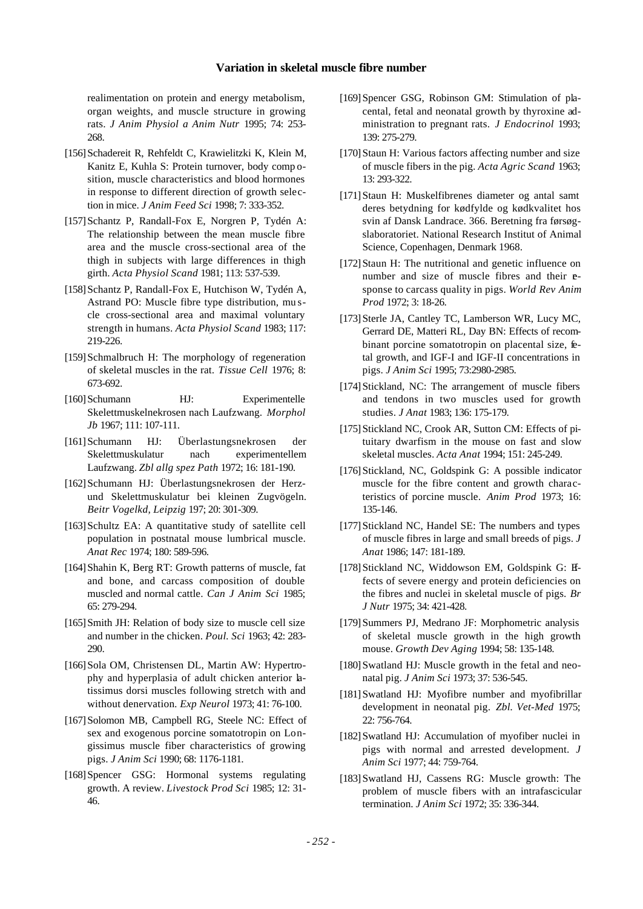realimentation on protein and energy metabolism, organ weights, and muscle structure in growing rats. *J Anim Physiol a Anim Nutr* 1995; 74: 253-268.

[156] Schadereit R, Rehfeldt C, Krawielitzki K, Klein M, Kanitz E, Kuhla S: Protein turnover, body composition, muscle characteristics and blood hormones in response to different direction of growth selection in mice. *J Anim Feed Sci* 1998; 7: 333-352.

[157] Schantz P, Randall-Fox E, Norgren P, Tydén A: The relationship between the mean muscle fibre area and the muscle cross-sectional area of the thigh in subjects with large differences in thigh girth. *Acta Physiol Scand* 1981; 113: 537-539.

[158] Schantz P, Randall-Fox E, Hutchison W, Tydén A, Astrand PO: Muscle fibre type distribution, muscle cross-sectional area and maximal voluntary strength in humans. *Acta Physiol Scand* 1983; 117: 219-226.

[159] Schmalbruch H: The morphology of regeneration of skeletal muscles in the rat. *Tissue Cell* 1976; 8: 673-692.

[160] Schumann HJ: Experimentelle Skelettmuskelnekrosen nach Laufzwang. *Morphol Jb* 1967; 111: 107-111.

[161] Schumann HJ: Überlastungsnekrosen der Skelettmuskulatur nach experimentellem Laufzwang. *Zbl allg spez Path* 1972; 16: 181-190.

[162] Schumann HJ: Überlastungsnekrosen der Herz- und Skelettmuskulatur bei kleinen Zugvögeln. *Beitr Vogelkd, Leipzig* 197; 20: 301-309.

[163] Schultz EA: A quantitative study of satellite cell population in postnatal mouse lumbrical muscle. *Anat Rec* 1974; 180: 589-596.

[164] Shahin K, Berg RT: Growth patterns of muscle, fat and bone, and carcass composition of double muscled and normal cattle. *Can J Anim Sci* 1985; 65: 279-294.

[165] Smith JH: Relation of body size to muscle cell size and number in the chicken. *Poul. Sci* 1963; 42: 283-290.

[166] Sola OM, Christensen DL, Martin AW: Hypertrophy and hyperplasia of adult chicken anterior latissimus dorsi muscles following stretch with and without denervation. *Exp Neurol* 1973; 41: 76-100.

[167] Solomon MB, Campbell RG, Steele NC: Effect of sex and exogenous porcine somatotropin on Longissimus muscle fiber characteristics of growing pigs. *J Anim Sci* 1990; 68: 1176-1181.

[168] Spencer GSG: Hormonal systems regulating growth. A review. *Livestock Prod Sci* 1985; 12: 31-46.

[169] Spencer GSG, Robinson GM: Stimulation of placental, fetal and neonatal growth by thyroxine administration to pregnant rats. *J Endocrinol* 1993; 139: 275-279.

[170] Staun H: Various factors affecting number and size of muscle fibers in the pig. *Acta Agric Scand* 1963; 13: 293-322.

[171] Staun H: Muskelfibrenes diameter og antal samt deres betydning for kødfylde og kødkvalitet hos svin af Dansk Landrace. 366. Beretning fra forsøgslaboratoriet. National Research Institut of Animal Science, Copenhagen, Denmark 1968.

[172] Staun H: The nutritional and genetic influence on number and size of muscle fibres and their response to carcass quality in pigs. *World Rev Anim Prod* 1972; 3: 18-26.

[173] Sterle JA, Cantley TC, Lamberson WR, Lucy MC, Gerrard DE, Matteri RL, Day BN: Effects of recombinant porcine somatotropin on placental size, fetal growth, and IGF-I and IGF-II concentrations in pigs. *J Anim Sci* 1995; 73:2980-2985.

[174] Stickland, NC: The arrangement of muscle fibers and tendons in two muscles used for growth studies. *J Anat* 1983; 136: 175-179.

[175] Stickland NC, Crook AR, Sutton CM: Effects of pituitary dwarfism in the mouse on fast and slow skeletal muscles. *Acta Anat* 1994; 151: 245-249.

[176] Stickland, NC, Goldspink G: A possible indicator muscle for the fibre content and growth characteristics of porcine muscle. *Anim Prod* 1973; 16: 135-146.

[177] Stickland NC, Handel SE: The numbers and types of muscle fibres in large and small breeds of pigs. *J Anat* 1986; 147: 181-189.

[178] Stickland NC, Widdowson EM, Goldspink G: Effects of severe energy and protein deficiencies on the fibres and nuclei in skeletal muscle of pigs. *Br J Nutr* 1975; 34: 421-428.

[179] Summers PJ, Medrano JF: Morphometric analysis of skeletal muscle growth in the high growth mouse. *Growth Dev Aging* 1994; 58: 135-148.

[180] Swatland HJ: Muscle growth in the fetal and neonatal pig. *J Anim Sci* 1973; 37: 536-545.

[181] Swatland HJ: Myofibre number and myofibrillar development in neonatal pig. *Zbl. Vet-Med* 1975; 22: 756-764.

[182] Swatland HJ: Accumulation of myofiber nuclei in pigs with normal and arrested development. *J Anim Sci* 1977; 44: 759-764.

[183] Swatland HJ, Cassens RG: Muscle growth: The problem of muscle fibers with an intrafascicular termination. *J Anim Sci* 1972; 35: 336-344.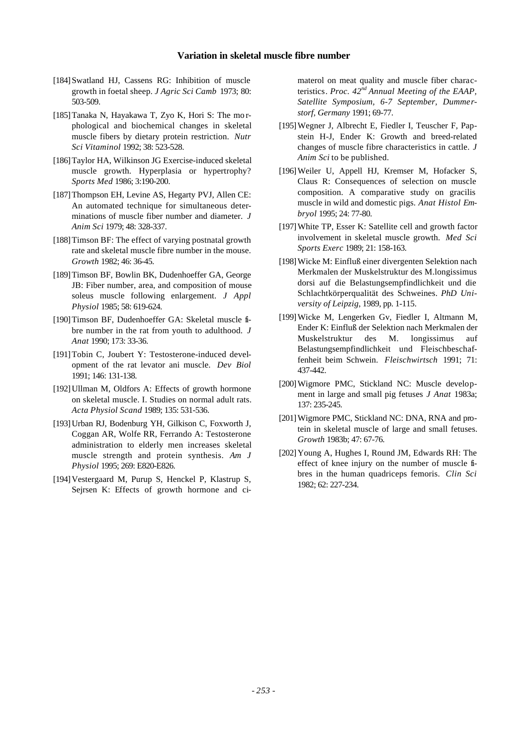[184] Swatland HJ, Cassens RG: Inhibition of muscle growth in foetal sheep. *J Agric Sci Camb* 1973; 80: 503-509.

[185] Tanaka N, Hayakawa T, Zyo K, Hori S: The morphological and biochemical changes in skeletal muscle fibers by dietary protein restriction. *Nutr Sci Vitaminol* 1992; 38: 523-528.

[186] Taylor HA, Wilkinson JG Exercise-induced skeletal muscle growth. Hyperplasia or hypertrophy? *Sports Med* 1986; 3:190-200.

[187] Thompson EH, Levine AS, Hegarty PVJ, Allen CE: An automated technique for simultaneous determinations of muscle fiber number and diameter. *J Anim Sci* 1979; 48: 328-337.

[188] Timson BF: The effect of varying postnatal growth rate and skeletal muscle fibre number in the mouse. *Growth* 1982; 46: 36-45.

[189] Timson BF, Bowlin BK, Dudenhoeffer GA, George JB: Fiber number, area, and composition of mouse soleus muscle following enlargement. *J Appl Physiol* 1985; 58: 619-624.

[190] Timson BF, Dudenhoeffer GA: Skeletal muscle fibre number in the rat from youth to adulthood. *J Anat* 1990; 173: 33-36.

[191] Tobin C, Joubert Y: Testosterone-induced development of the rat levator ani muscle. *Dev Biol* 1991; 146: 131-138.

[192] Ullman M, Oldfors A: Effects of growth hormone on skeletal muscle. I. Studies on normal adult rats. *Acta Physiol Scand* 1989; 135: 531-536.

[193] Urban RJ, Bodenburg YH, Gilkison C, Foxworth J, Coggan AR, Wolfe RR, Ferrando A: Testosterone administration to elderly men increases skeletal muscle strength and protein synthesis. *Am J Physiol* 1995; 269: E820-E826.

[194] Vestergaard M, Purup S, Henckel P, Klastrup S, Sejrsen K: Effects of growth hormone and cimaterol on meat quality and muscle fiber characteristics. *Proc. 42nd Annual Meeting of the EAAP, Satellite Symposium, 6-7 September, Dummerstorf, Germany* 1991; 69-77.

[195] Wegner J, Albrecht E, Fiedler I, Teuscher F, Papstein H-J, Ender K: Growth and breed-related changes of muscle fibre characteristics in cattle. *J Anim Sci* to be published.

[196] Weiler U, Appell HJ, Kremser M, Hofacker S, Claus R: Consequences of selection on muscle composition. A comparative study on gracilis muscle in wild and domestic pigs. *Anat Histol Embryol* 1995; 24: 77-80.

[197] White TP, Esser K: Satellite cell and growth factor involvement in skeletal muscle growth. *Med Sci Sports Exerc* 1989; 21: 158-163.

[198] Wicke M: Einfluß einer divergenten Selektion nach Merkmalen der Muskelstruktur des M.longissimus dorsi auf die Belastungsempfindlichkeit und die Schlachtkörperqualität des Schweines. *PhD University of Leipzig*, 1989, pp. 1-115.

[199] Wicke M, Lengerken Gv, Fiedler I, Altmann M, Ender K: Einfluß der Selektion nach Merkmalen der Muskelstruktur des M. longissimus auf Belastungsempfindlichkeit und Fleischbeschaffenheit beim Schwein. *Fleischwirtsch* 1991; 71: 437-442.

[200] Wigmore PMC, Stickland NC: Muscle development in large and small pig fetuses *J Anat* 1983a; 137: 235-245.

[201] Wigmore PMC, Stickland NC: DNA, RNA and protein in skeletal muscle of large and small fetuses. *Growth* 1983b; 47: 67-76.

[202] Young A, Hughes I, Round JM, Edwards RH: The effect of knee injury on the number of muscle fibres in the human quadriceps femoris. *Clin Sci* 1982; 62: 227-234.